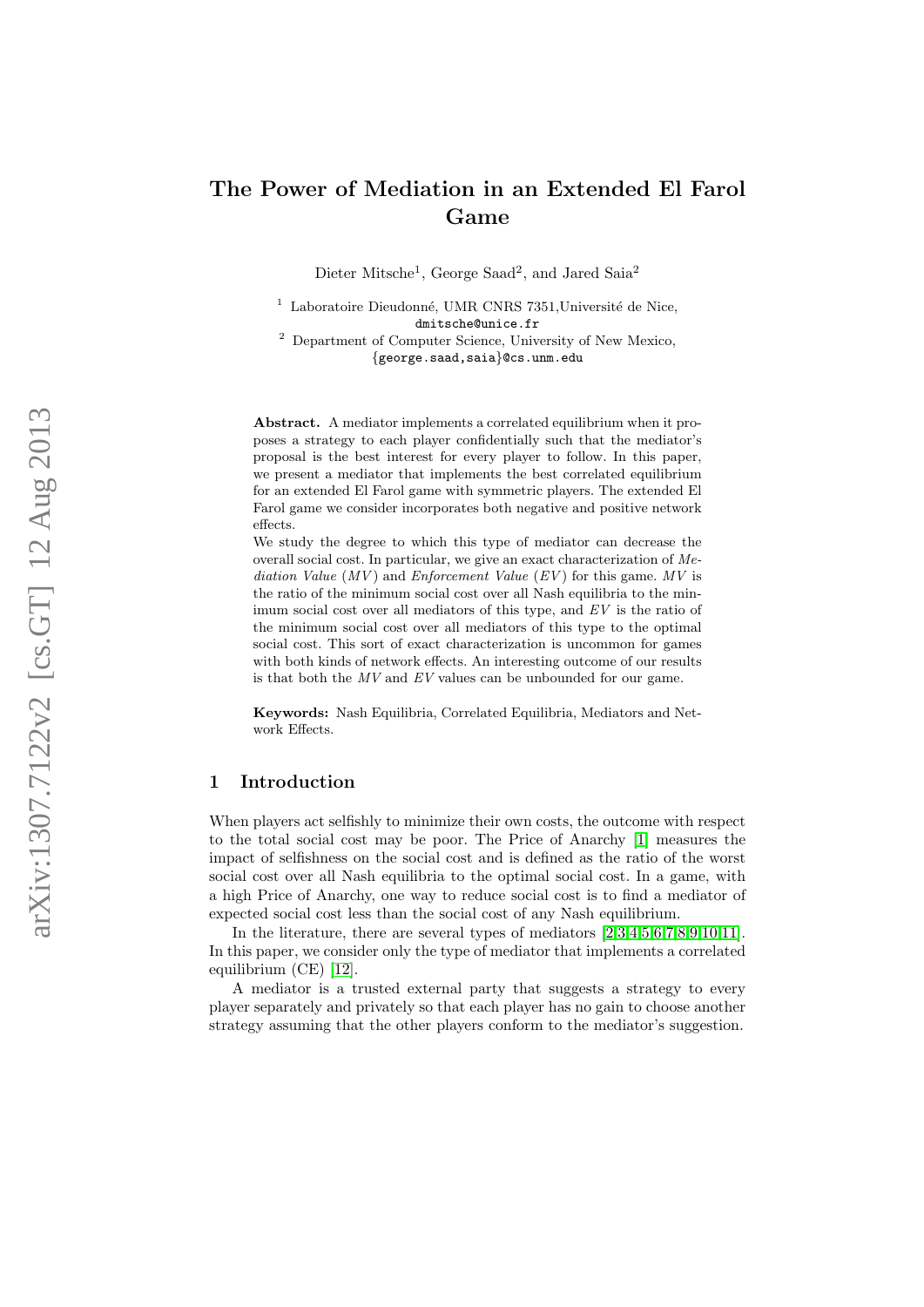# The Power of Mediation in an Extended El Farol Game

Dieter Mitsche[1], George Saad[2], and Jared Saia[2]

[1] Laboratoire Dieudonné, UMR CNRS 7351,Université de Nice,
dmitsche@unice.fr

[2] Department of Computer Science, University of New Mexico,
{george.saad,saia}@cs.unm.edu

**Abstract.** A mediator implements a correlated equilibrium when it proposes a strategy to each player confidentially such that the mediator's proposal is the best interest for every player to follow. In this paper, we present a mediator that implements the best correlated equilibrium for an extended El Farol game with symmetric players. The extended El Farol game we consider incorporates both negative and positive network effects.

We study the degree to which this type of mediator can decrease the overall social cost. In particular, we give an exact characterization of *Mediation Value* ($MV$) and *Enforcement Value* ($EV$) for this game. $MV$ is the ratio of the minimum social cost over all Nash equilibria to the minimum social cost over all mediators of this type, and $EV$ is the ratio of the minimum social cost over all mediators of this type to the optimal social cost. This sort of exact characterization is uncommon for games with both kinds of network effects. An interesting outcome of our results is that both the $MV$ and $EV$ values can be unbounded for our game.

**Keywords:** Nash Equilibria, Correlated Equilibria, Mediators and Network Effects.

## 1 Introduction

When players act selfishly to minimize their own costs, the outcome with respect to the total social cost may be poor. The Price of Anarchy [1] measures the impact of selfishness on the social cost and is defined as the ratio of the worst social cost over all Nash equilibria to the optimal social cost. In a game, with a high Price of Anarchy, one way to reduce social cost is to find a mediator of expected social cost less than the social cost of any Nash equilibrium.

In the literature, there are several types of mediators [2,3,4,5,6,7,8,9,10,11]. In this paper, we consider only the type of mediator that implements a correlated equilibrium (CE) [12].

A mediator is a trusted external party that suggests a strategy to every player separately and privately so that each player has no gain to choose another strategy assuming that the other players conform to the mediator's suggestion.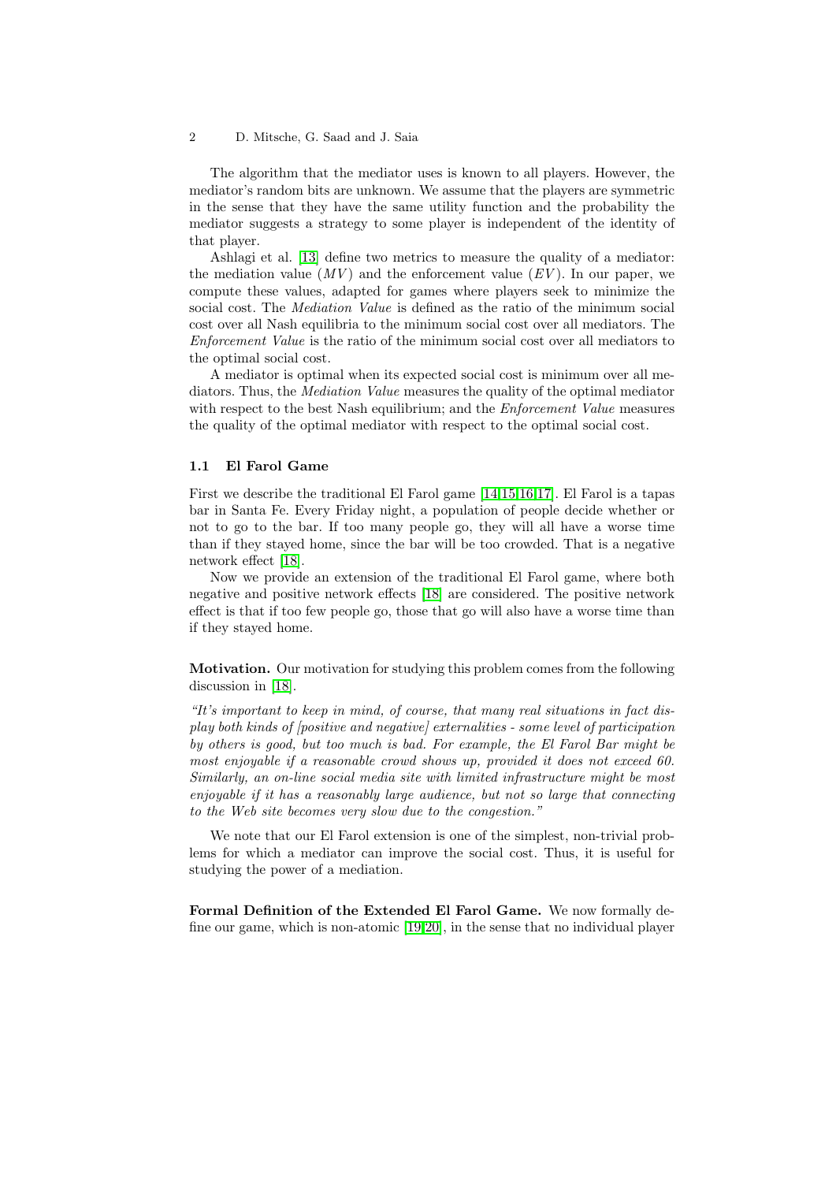The algorithm that the mediator uses is known to all players. However, the mediator's random bits are unknown. We assume that the players are symmetric in the sense that they have the same utility function and the probability the mediator suggests a strategy to some player is independent of the identity of that player.

Ashlagi et al. [13] define two metrics to measure the quality of a mediator: the mediation value ($MV$) and the enforcement value ($EV$). In our paper, we compute these values, adapted for games where players seek to minimize the social cost. The *Mediation Value* is defined as the ratio of the minimum social cost over all Nash equilibria to the minimum social cost over all mediators. The *Enforcement Value* is the ratio of the minimum social cost over all mediators to the optimal social cost.

A mediator is optimal when its expected social cost is minimum over all mediators. Thus, the *Mediation Value* measures the quality of the optimal mediator with respect to the best Nash equilibrium; and the *Enforcement Value* measures the quality of the optimal mediator with respect to the optimal social cost.

### 1.1 El Farol Game

First we describe the traditional El Farol game [14,15,16,17]. El Farol is a tapas bar in Santa Fe. Every Friday night, a population of people decide whether or not to go to the bar. If too many people go, they will all have a worse time than if they stayed home, since the bar will be too crowded. That is a negative network effect [18].

Now we provide an extension of the traditional El Farol game, where both negative and positive network effects [18] are considered. The positive network effect is that if too few people go, those that go will also have a worse time than if they stayed home.

**Motivation.** Our motivation for studying this problem comes from the following discussion in [18].

*"It's important to keep in mind, of course, that many real situations in fact display both kinds of [positive and negative] externalities - some level of participation by others is good, but too much is bad. For example, the El Farol Bar might be most enjoyable if a reasonable crowd shows up, provided it does not exceed 60. Similarly, an on-line social media site with limited infrastructure might be most enjoyable if it has a reasonably large audience, but not so large that connecting to the Web site becomes very slow due to the congestion."*

We note that our El Farol extension is one of the simplest, non-trivial problems for which a mediator can improve the social cost. Thus, it is useful for studying the power of a mediation.

**Formal Definition of the Extended El Farol Game.** We now formally define our game, which is non-atomic [19,20], in the sense that no individual player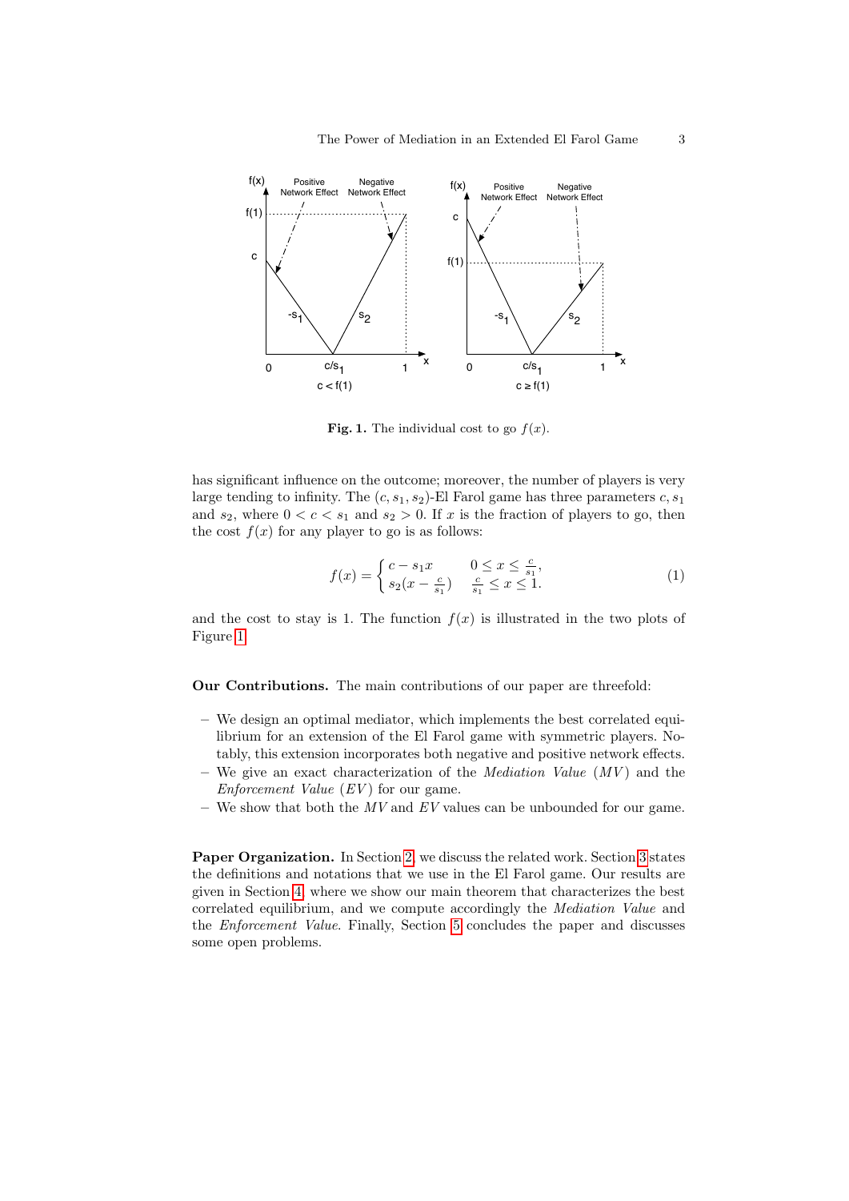**Fig. 1.** The individual cost to go $f(x)$.

has significant influence on the outcome; moreover, the number of players is very large tending to infinity. The $(c, s_1, s_2)$-El Farol game has three parameters $c, s_1$ and $s_2$, where $0 < c < s_1$ and $s_2 > 0$. If $x$ is the fraction of players to go, then the cost $f(x)$ for any player to go is as follows:

$$f(x) = \begin{cases} c - s_1 x & 0 \leq x \leq \frac{c}{s_1}, \\ s_2(x - \frac{c}{s_1}) & \frac{c}{s_1} \leq x \leq 1. \end{cases} \tag{1}$$

and the cost to stay is 1. The function $f(x)$ is illustrated in the two plots of Figure 1.

**Our Contributions.** The main contributions of our paper are threefold:

- We design an optimal mediator, which implements the best correlated equilibrium for an extension of the El Farol game with symmetric players. Notably, this extension incorporates both negative and positive network effects.
- We give an exact characterization of the *Mediation Value* (*MV*) and the *Enforcement Value* (*EV*) for our game.
- We show that both the *MV* and *EV* values can be unbounded for our game.

**Paper Organization.** In Section 2, we discuss the related work. Section 3 states the definitions and notations that we use in the El Farol game. Our results are given in Section 4, where we show our main theorem that characterizes the best correlated equilibrium, and we compute accordingly the *Mediation Value* and the *Enforcement Value*. Finally, Section 5 concludes the paper and discusses some open problems.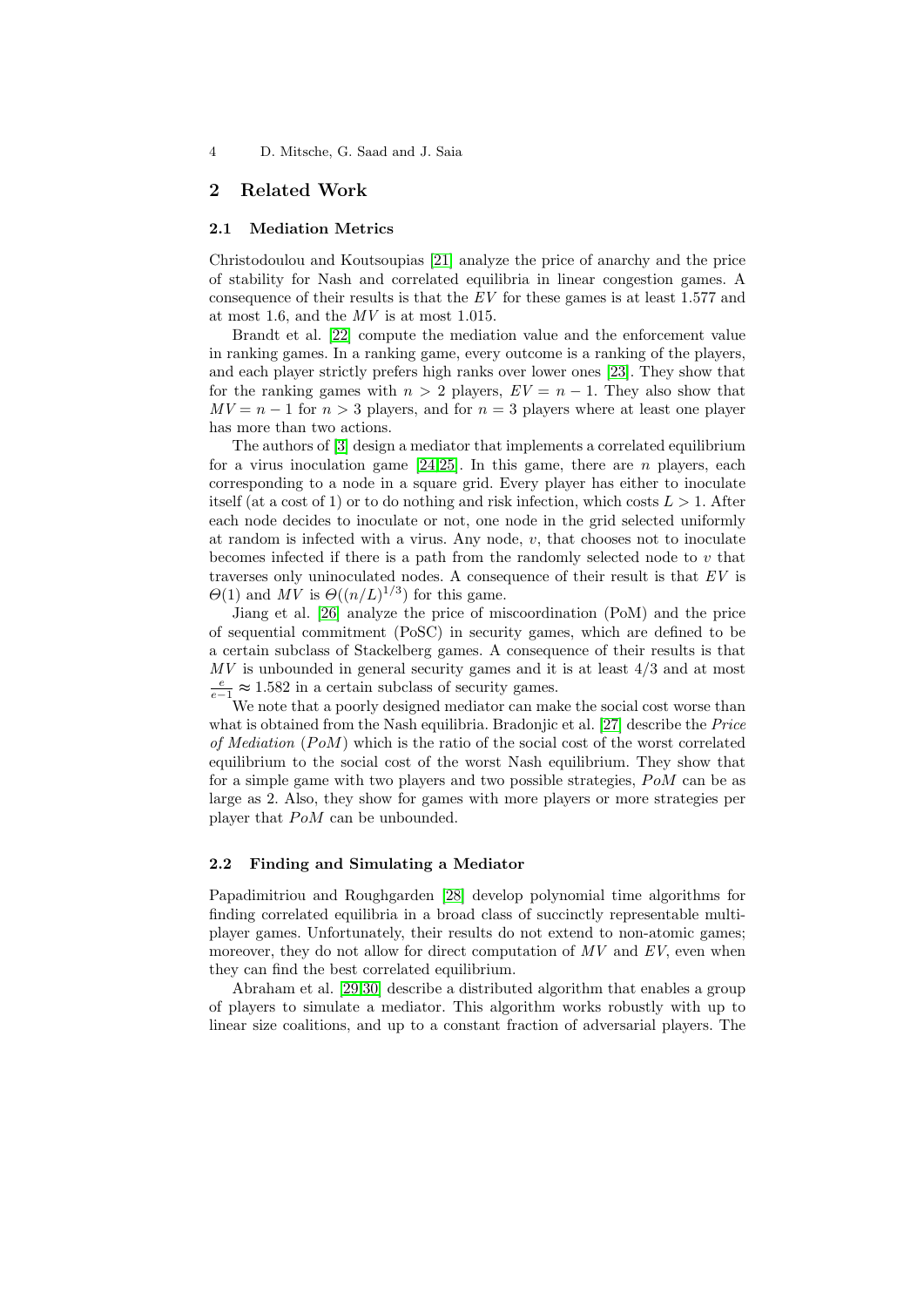## 2 Related Work

### 2.1 Mediation Metrics

Christodoulou and Koutsoupias [21] analyze the price of anarchy and the price of stability for Nash and correlated equilibria in linear congestion games. A consequence of their results is that the $EV$ for these games is at least 1.577 and at most 1.6, and the $MV$ is at most 1.015.

Brandt et al. [22] compute the mediation value and the enforcement value in ranking games. In a ranking game, every outcome is a ranking of the players, and each player strictly prefers high ranks over lower ones [23]. They show that for the ranking games with $n > 2$ players, $EV = n - 1$. They also show that $MV = n - 1$ for $n > 3$ players, and for $n = 3$ players where at least one player has more than two actions.

The authors of [3] design a mediator that implements a correlated equilibrium for a virus inoculation game [24,25]. In this game, there are $n$ players, each corresponding to a node in a square grid. Every player has either to inoculate itself (at a cost of 1) or to do nothing and risk infection, which costs $L > 1$. After each node decides to inoculate or not, one node in the grid selected uniformly at random is infected with a virus. Any node, $v$, that chooses not to inoculate becomes infected if there is a path from the randomly selected node to $v$ that traverses only uninoculated nodes. A consequence of their result is that $EV$ is $\Theta(1)$ and $MV$ is $\Theta((n/L)^{1/3})$ for this game.

Jiang et al. [26] analyze the price of miscoordination (PoM) and the price of sequential commitment (PoSC) in security games, which are defined to be a certain subclass of Stackelberg games. A consequence of their results is that $MV$ is unbounded in general security games and it is at least $4/3$ and at most $\frac{e}{e-1} \approx 1.582$ in a certain subclass of security games.

We note that a poorly designed mediator can make the social cost worse than what is obtained from the Nash equilibria. Bradonjic et al. [27] describe the *Price of Mediation* ($PoM$) which is the ratio of the social cost of the worst correlated equilibrium to the social cost of the worst Nash equilibrium. They show that for a simple game with two players and two possible strategies, $PoM$ can be as large as 2. Also, they show for games with more players or more strategies per player that $PoM$ can be unbounded.

### 2.2 Finding and Simulating a Mediator

Papadimitriou and Roughgarden [28] develop polynomial time algorithms for finding correlated equilibria in a broad class of succinctly representable multi-player games. Unfortunately, their results do not extend to non-atomic games; moreover, they do not allow for direct computation of $MV$ and $EV$, even when they can find the best correlated equilibrium.

Abraham et al. [29,30] describe a distributed algorithm that enables a group of players to simulate a mediator. This algorithm works robustly with up to linear size coalitions, and up to a constant fraction of adversarial players. The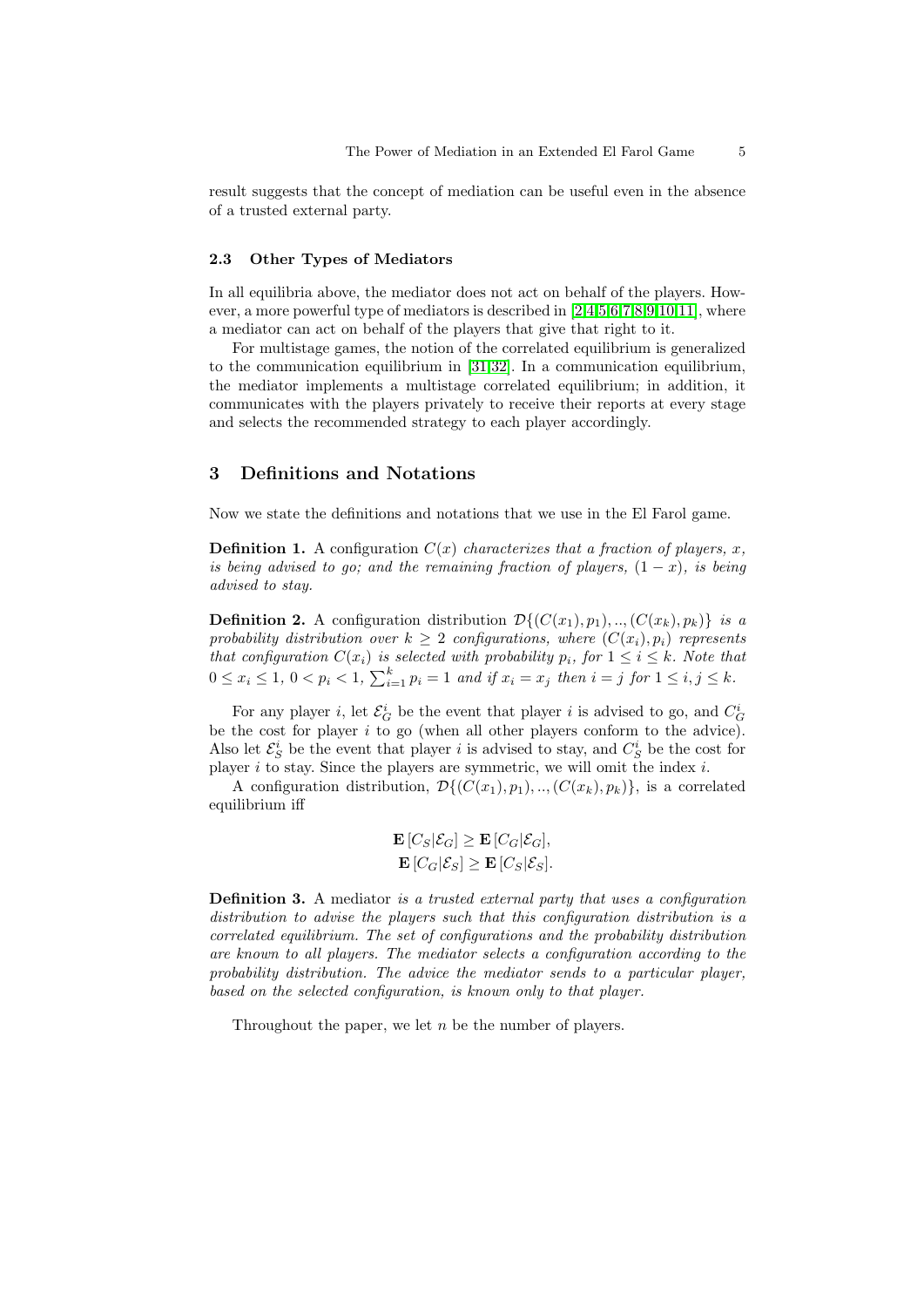result suggests that the concept of mediation can be useful even in the absence of a trusted external party.

### 2.3 Other Types of Mediators

In all equilibria above, the mediator does not act on behalf of the players. However, a more powerful type of mediators is described in [2,4,5,6,7,8,9,10,11], where a mediator can act on behalf of the players that give that right to it.

For multistage games, the notion of the correlated equilibrium is generalized to the communication equilibrium in [31,32]. In a communication equilibrium, the mediator implements a multistage correlated equilibrium; in addition, it communicates with the players privately to receive their reports at every stage and selects the recommended strategy to each player accordingly.

## 3 Definitions and Notations

Now we state the definitions and notations that we use in the El Farol game.

**Definition 1.** A configuration $C(x)$ *characterizes that a fraction of players,* $x$*, is being advised to go; and the remaining fraction of players,* $(1-x)$*, is being advised to stay.*

**Definition 2.** A configuration distribution $\mathcal{D}\{(C(x_1), p_1), .., (C(x_k), p_k)\}$ *is a probability distribution over* $k \geq 2$ *configurations, where* $(C(x_i), p_i)$ *represents that configuration* $C(x_i)$ *is selected with probability* $p_i$*, for* $1 \leq i \leq k$*. Note that* $0 \leq x_i \leq 1$*,* $0 < p_i < 1$*,* $\sum_{i=1}^{k} p_i = 1$ *and if* $x_i = x_j$ *then* $i = j$ *for* $1 \leq i, j \leq k$*.*

For any player $i$, let $\mathcal{E}_G^i$ be the event that player $i$ is advised to go, and $C_G^i$ be the cost for player $i$ to go (when all other players conform to the advice). Also let $\mathcal{E}_S^i$ be the event that player $i$ is advised to stay, and $C_S^i$ be the cost for player $i$ to stay. Since the players are symmetric, we will omit the index $i$.

A configuration distribution, $\mathcal{D}\{(C(x_1), p_1), .., (C(x_k), p_k)\}$, is a correlated equilibrium iff

$$\mathbf{E}[C_S|\mathcal{E}_G] \geq \mathbf{E}[C_G|\mathcal{E}_G],$$
$$\mathbf{E}[C_G|\mathcal{E}_S] \geq \mathbf{E}[C_S|\mathcal{E}_S].$$

**Definition 3.** A mediator *is a trusted external party that uses a configuration distribution to advise the players such that this configuration distribution is a correlated equilibrium. The set of configurations and the probability distribution are known to all players. The mediator selects a configuration according to the probability distribution. The advice the mediator sends to a particular player, based on the selected configuration, is known only to that player.*

Throughout the paper, we let $n$ be the number of players.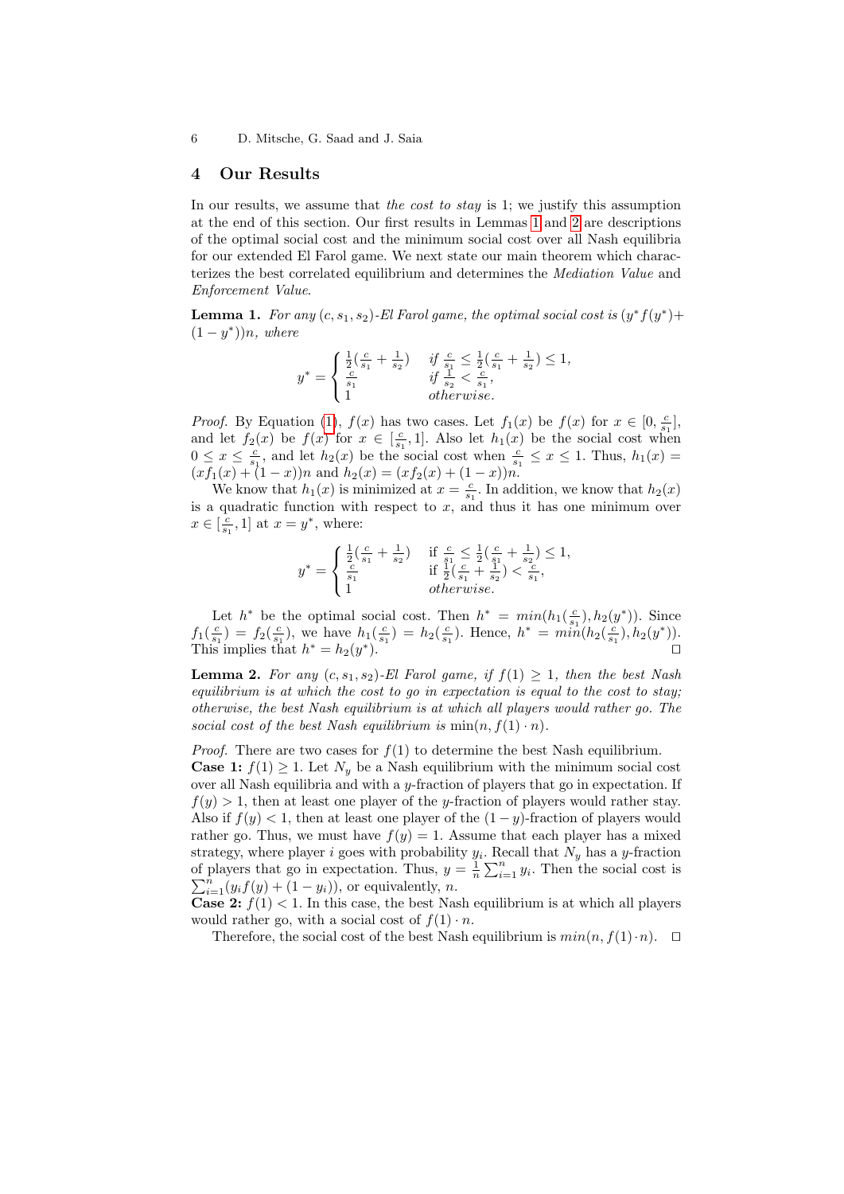## 4 Our Results

In our results, we assume that *the cost to stay* is 1; we justify this assumption at the end of this section. Our first results in Lemmas 1 and 2 are descriptions of the optimal social cost and the minimum social cost over all Nash equilibria for our extended El Farol game. We next state our main theorem which characterizes the best correlated equilibrium and determines the *Mediation Value* and *Enforcement Value*.

**Lemma 1.** *For any $(c, s_1, s_2)$-El Farol game, the optimal social cost is $(y^* f(y^*) + (1 - y^*))n$, where*

$$y^* = \begin{cases} \frac{1}{2}(\frac{c}{s_1} + \frac{1}{s_2}) & \textit{if } \frac{c}{s_1} \leq \frac{1}{2}(\frac{c}{s_1} + \frac{1}{s_2}) \leq 1, \\ \frac{c}{s_1} & \textit{if } \frac{1}{s_2} < \frac{c}{s_1}, \\ 1 & \textit{otherwise.} \end{cases}$$

*Proof.* By Equation (1), $f(x)$ has two cases. Let $f_1(x)$ be $f(x)$ for $x \in [0, \frac{c}{s_1}]$, and let $f_2(x)$ be $f(x)$ for $x \in [\frac{c}{s_1}, 1]$. Also let $h_1(x)$ be the social cost when $0 \leq x \leq \frac{c}{s_1}$, and let $h_2(x)$ be the social cost when $\frac{c}{s_1} \leq x \leq 1$. Thus, $h_1(x) = (xf_1(x) + (1-x))n$ and $h_2(x) = (xf_2(x) + (1-x))n$.

We know that $h_1(x)$ is minimized at $x = \frac{c}{s_1}$. In addition, we know that $h_2(x)$ is a quadratic function with respect to $x$, and thus it has one minimum over $x \in [\frac{c}{s_1}, 1]$ at $x = y^*$, where:

$$y^* = \begin{cases} \frac{1}{2}(\frac{c}{s_1} + \frac{1}{s_2}) & \text{if } \frac{c}{s_1} \leq \frac{1}{2}(\frac{c}{s_1} + \frac{1}{s_2}) \leq 1, \\ \frac{c}{s_1} & \text{if } \frac{1}{2}(\frac{c}{s_1} + \frac{1}{s_2}) < \frac{c}{s_1}, \\ 1 & \textit{otherwise.} \end{cases}$$

Let $h^*$ be the optimal social cost. Then $h^* = min(h_1(\frac{c}{s_1}), h_2(y^*))$. Since $f_1(\frac{c}{s_1}) = f_2(\frac{c}{s_1})$, we have $h_1(\frac{c}{s_1}) = h_2(\frac{c}{s_1})$. Hence, $h^* = min(h_2(\frac{c}{s_1}), h_2(y^*))$. This implies that $h^* = h_2(y^*)$. ☐

**Lemma 2.** *For any $(c, s_1, s_2)$-El Farol game, if $f(1) \geq 1$, then the best Nash equilibrium is at which the cost to go in expectation is equal to the cost to stay; otherwise, the best Nash equilibrium is at which all players would rather go. The social cost of the best Nash equilibrium is $\min(n, f(1) \cdot n)$.*

*Proof.* There are two cases for $f(1)$ to determine the best Nash equilibrium.
**Case 1:** $f(1) \geq 1$. Let $N_y$ be a Nash equilibrium with the minimum social cost over all Nash equilibria and with a $y$-fraction of players that go in expectation. If $f(y) > 1$, then at least one player of the $y$-fraction of players would rather stay. Also if $f(y) < 1$, then at least one player of the $(1-y)$-fraction of players would rather go. Thus, we must have $f(y) = 1$. Assume that each player has a mixed strategy, where player $i$ goes with probability $y_i$. Recall that $N_y$ has a $y$-fraction of players that go in expectation. Thus, $y = \frac{1}{n}\sum_{i=1}^{n} y_i$. Then the social cost is $\sum_{i=1}^{n}(y_i f(y) + (1 - y_i))$, or equivalently, $n$.
**Case 2:** $f(1) < 1$. In this case, the best Nash equilibrium is at which all players would rather go, with a social cost of $f(1) \cdot n$.

Therefore, the social cost of the best Nash equilibrium is $min(n, f(1) \cdot n)$. ☐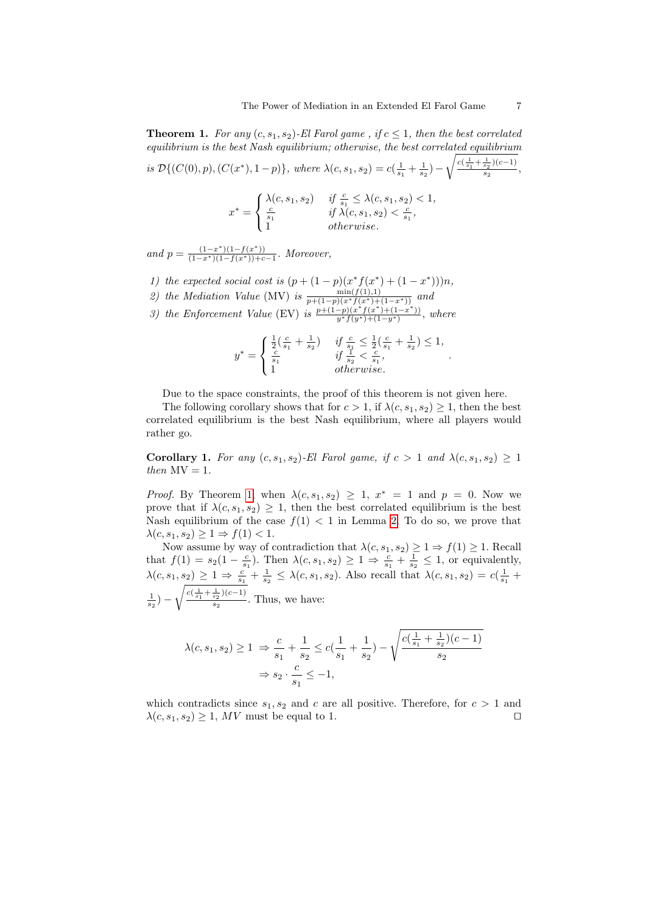**Theorem 1.** *For any $(c, s_1, s_2)$-El Farol game , if $c \leq 1$, then the best correlated equilibrium is the best Nash equilibrium; otherwise, the best correlated equilibrium is $\mathcal{D}\{(C(0), p), (C(x^*), 1-p)\}$, where $\lambda(c, s_1, s_2) = c(\frac{1}{s_1} + \frac{1}{s_2}) - \sqrt{\frac{c(\frac{1}{s_1}+\frac{1}{s_2})(c-1)}{s_2}}$,*

$$x^* = \begin{cases} \lambda(c, s_1, s_2) & \text{if } \frac{c}{s_1} \leq \lambda(c, s_1, s_2) < 1, \\ \frac{c}{s_1} & \text{if } \lambda(c, s_1, s_2) < \frac{c}{s_1}, \\ 1 & \text{otherwise.} \end{cases}$$

*and $p = \frac{(1-x^*)(1-f(x^*))}{(1-x^*)(1-f(x^*))+c-1}$. Moreover,*

*1) the expected social cost is $(p + (1-p)(x^* f(x^*) + (1 - x^*)))n$,*
*2) the Mediation Value (MV) is $\frac{\min(f(1),1)}{p+(1-p)(x^* f(x^*)+(1-x^*))}$ and*
*3) the Enforcement Value (EV) is $\frac{p+(1-p)(x^* f(x^*)+(1-x^*))}{y^* f(y^*)+(1-y^*)}$, where*

$$y^* = \begin{cases} \frac{1}{2}(\frac{c}{s_1} + \frac{1}{s_2}) & \text{if } \frac{c}{s_1} \leq \frac{1}{2}(\frac{c}{s_1} + \frac{1}{s_2}) \leq 1, \\ \frac{c}{s_1} & \text{if } \frac{1}{s_2} < \frac{c}{s_1}, \\ 1 & \text{otherwise.} \end{cases}.$$

Due to the space constraints, the proof of this theorem is not given here.

The following corollary shows that for $c > 1$, if $\lambda(c, s_1, s_2) \geq 1$, then the best correlated equilibrium is the best Nash equilibrium, where all players would rather go.

**Corollary 1.** *For any $(c, s_1, s_2)$-El Farol game, if $c > 1$ and $\lambda(c, s_1, s_2) \geq 1$ then $\text{MV} = 1$.*

*Proof.* By Theorem 1, when $\lambda(c, s_1, s_2) \geq 1$, $x^* = 1$ and $p = 0$. Now we prove that if $\lambda(c, s_1, s_2) \geq 1$, then the best correlated equilibrium is the best Nash equilibrium of the case $f(1) < 1$ in Lemma 2. To do so, we prove that $\lambda(c, s_1, s_2) \geq 1 \Rightarrow f(1) < 1$.

Now assume by way of contradiction that $\lambda(c, s_1, s_2) \geq 1 \Rightarrow f(1) \geq 1$. Recall that $f(1) = s_2(1 - \frac{c}{s_1})$. Then $\lambda(c, s_1, s_2) \geq 1 \Rightarrow \frac{c}{s_1} + \frac{1}{s_2} \leq 1$, or equivalently, $\lambda(c, s_1, s_2) \geq 1 \Rightarrow \frac{c}{s_1} + \frac{1}{s_2} \leq \lambda(c, s_1, s_2)$. Also recall that $\lambda(c, s_1, s_2) = c(\frac{1}{s_1} + \frac{1}{s_2}) - \sqrt{\frac{c(\frac{1}{s_1}+\frac{1}{s_2})(c-1)}{s_2}}$. Thus, we have:

$$\begin{aligned} \lambda(c, s_1, s_2) \geq 1 \ &\Rightarrow \frac{c}{s_1} + \frac{1}{s_2} \leq c(\frac{1}{s_1} + \frac{1}{s_2}) - \sqrt{\frac{c(\frac{1}{s_1}+\frac{1}{s_2})(c-1)}{s_2}} \\ &\Rightarrow s_2 \cdot \frac{c}{s_1} \leq -1, \end{aligned}$$

which contradicts since $s_1, s_2$ and $c$ are all positive. Therefore, for $c > 1$ and $\lambda(c, s_1, s_2) \geq 1$, $MV$ must be equal to 1. $\square$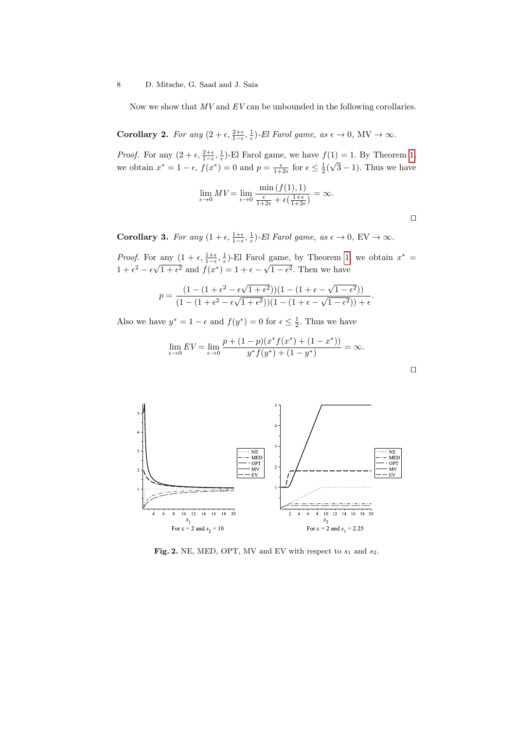Now we show that $MV$ and $EV$ can be unbounded in the following corollaries.

**Corollary 2.** *For any* $(2+\epsilon, \frac{2+\epsilon}{1-\epsilon}, \frac{1}{\epsilon})$*-El Farol game, as* $\epsilon \to 0$*,* $\mathrm{MV} \to \infty$*.*

*Proof.* For any $(2+\epsilon, \frac{2+\epsilon}{1-\epsilon}, \frac{1}{\epsilon})$-El Farol game, we have $f(1) = 1$. By Theorem 1, we obtain $x^* = 1-\epsilon$, $f(x^*) = 0$ and $p = \frac{\epsilon}{1+2\epsilon}$ for $\epsilon \leq \frac{1}{2}(\sqrt{3}-1)$. Thus we have

$$\lim_{\epsilon \to 0} MV = \lim_{\epsilon \to 0} \frac{\min\left(f(1), 1\right)}{\frac{\epsilon}{1+2\epsilon} + \epsilon(\frac{1+\epsilon}{1+2\epsilon})} = \infty.$$

□

**Corollary 3.** *For any* $(1+\epsilon, \frac{1+\epsilon}{1-\epsilon}, \frac{1}{\epsilon})$*-El Farol game, as* $\epsilon \to 0$*,* $\mathrm{EV} \to \infty$*.*

*Proof.* For any $(1+\epsilon, \frac{1+\epsilon}{1-\epsilon}, \frac{1}{\epsilon})$-El Farol game, by Theorem 1, we obtain $x^* = 1+\epsilon^2-\epsilon\sqrt{1+\epsilon^2}$ and $f(x^*) = 1+\epsilon-\sqrt{1-\epsilon^2}$. Then we have

$$p = \frac{(1-(1+\epsilon^2-\epsilon\sqrt{1+\epsilon^2}))(1-(1+\epsilon-\sqrt{1-\epsilon^2}))}{(1-(1+\epsilon^2-\epsilon\sqrt{1+\epsilon^2}))(1-(1+\epsilon-\sqrt{1-\epsilon^2}))+\epsilon}.$$

Also we have $y^* = 1-\epsilon$ and $f(y^*) = 0$ for $\epsilon \leq \frac{1}{2}$. Thus we have

$$\lim_{\epsilon \to 0} EV = \lim_{\epsilon \to 0} \frac{p + (1-p)(x^* f(x^*) + (1-x^*))}{y^* f(y^*) + (1-y^*)} = \infty.$$

□

For c = 2 and $s_2$ = 10 For c = 2 and $s_1$ = 2.25

**Fig. 2.** NE, MED, OPT, MV and EV with respect to $s_1$ and $s_2$.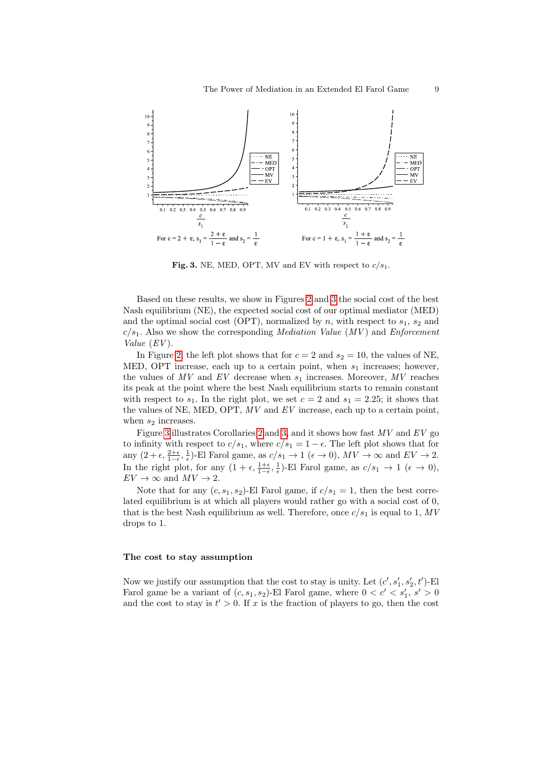**Fig. 3.** NE, MED, OPT, MV and EV with respect to $c/s_1$.

Based on these results, we show in Figures 2 and 3 the social cost of the best Nash equilibrium (NE), the expected social cost of our optimal mediator (MED) and the optimal social cost (OPT), normalized by $n$, with respect to $s_1$, $s_2$ and $c/s_1$. Also we show the corresponding *Mediation Value* (*MV*) and *Enforcement Value* (*EV*).

In Figure 2, the left plot shows that for $c = 2$ and $s_2 = 10$, the values of NE, MED, OPT increase, each up to a certain point, when $s_1$ increases; however, the values of $MV$ and $EV$ decrease when $s_1$ increases. Moreover, $MV$ reaches its peak at the point where the best Nash equilibrium starts to remain constant with respect to $s_1$. In the right plot, we set $c = 2$ and $s_1 = 2.25$; it shows that the values of NE, MED, OPT, $MV$ and $EV$ increase, each up to a certain point, when $s_2$ increases.

Figure 3 illustrates Corollaries 2 and 3, and it shows how fast $MV$ and $EV$ go to infinity with respect to $c/s_1$, where $c/s_1 = 1 - \epsilon$. The left plot shows that for any $(2 + \epsilon, \frac{2+\epsilon}{1-\epsilon}, \frac{1}{\epsilon})$-El Farol game, as $c/s_1 \to 1$ ($\epsilon \to 0$), $MV \to \infty$ and $EV \to 2$. In the right plot, for any $(1 + \epsilon, \frac{1+\epsilon}{1-\epsilon}, \frac{1}{\epsilon})$-El Farol game, as $c/s_1 \to 1$ ($\epsilon \to 0$), $EV \to \infty$ and $MV \to 2$.

Note that for any $(c, s_1, s_2)$-El Farol game, if $c/s_1 = 1$, then the best correlated equilibrium is at which all players would rather go with a social cost of 0, that is the best Nash equilibrium as well. Therefore, once $c/s_1$ is equal to 1, $MV$ drops to 1.

### The cost to stay assumption

Now we justify our assumption that the cost to stay is unity. Let $(c', s'_1, s'_2, t')$-El Farol game be a variant of $(c, s_1, s_2)$-El Farol game, where $0 < c' < s'_1$, $s' > 0$ and the cost to stay is $t' > 0$. If $x$ is the fraction of players to go, then the cost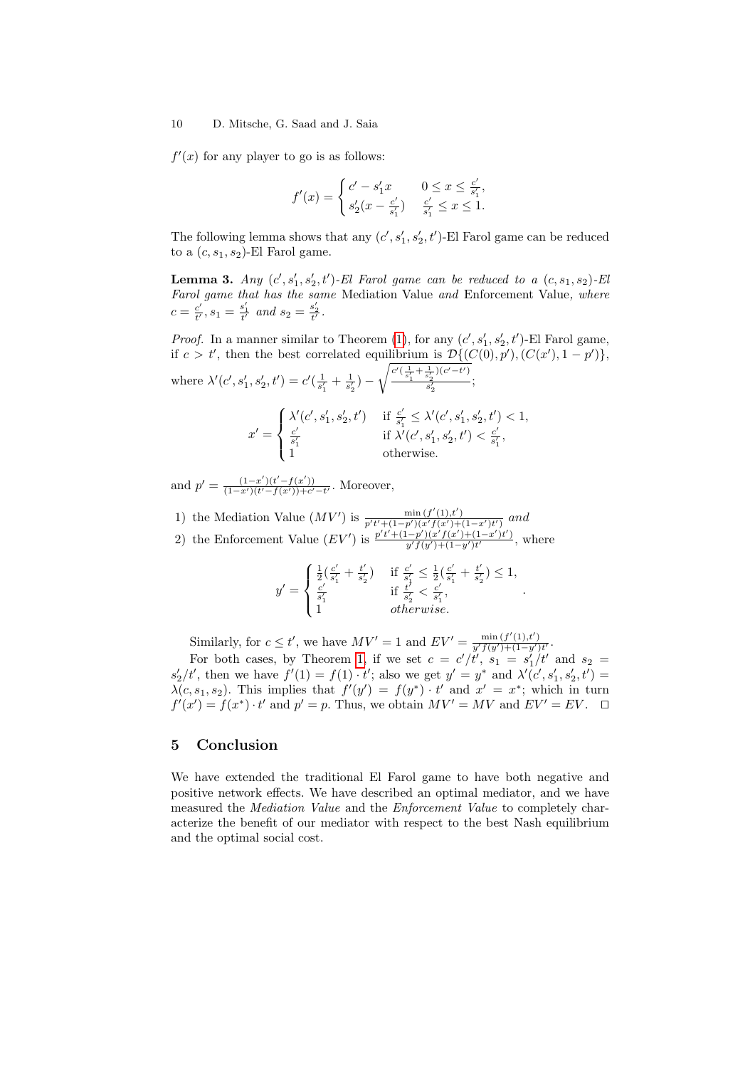$f'(x)$ for any player to go is as follows:

$$f'(x) = \begin{cases} c' - s'_1 x & 0 \le x \le \frac{c'}{s'_1}, \\ s'_2(x - \frac{c'}{s'_1}) & \frac{c'}{s'_1} \le x \le 1. \end{cases}$$

The following lemma shows that any $(c', s'_1, s'_2, t')$-El Farol game can be reduced to a $(c, s_1, s_2)$-El Farol game.

**Lemma 3.** *Any $(c', s'_1, s'_2, t')$-El Farol game can be reduced to a $(c, s_1, s_2)$-El Farol game that has the same* Mediation Value *and* Enforcement Value*, where $c = \frac{c'}{t'}, s_1 = \frac{s'_1}{t'}$ and $s_2 = \frac{s'_2}{t'}$.*

*Proof.* In a manner similar to Theorem (1), for any $(c', s'_1, s'_2, t')$-El Farol game, if $c > t'$, then the best correlated equilibrium is $\mathcal{D}\{(C(0), p'), (C(x'), 1 - p')\}$, where $\lambda'(c', s'_1, s'_2, t') = c'(\frac{1}{s'_1} + \frac{1}{s'_2}) - \sqrt{\frac{c'(\frac{1}{s'_1} + \frac{1}{s'_2})(c' - t')}{s'_2}}$;

$$x' = \begin{cases} \lambda'(c', s'_1, s'_2, t') & \text{if } \frac{c'}{s'_1} \le \lambda'(c', s'_1, s'_2, t') < 1, \\ \frac{c'}{s'_1} & \text{if } \lambda'(c', s'_1, s'_2, t') < \frac{c'}{s'_1}, \\ 1 & \text{otherwise.} \end{cases}$$

and $p' = \frac{(1-x')(t' - f(x'))}{(1-x')(t' - f(x')) + c' - t'}$. Moreover,

1) the Mediation Value ($MV'$) is $\frac{\min(f'(1), t')}{p't' + (1-p')(x' f(x') + (1-x')t')}$ *and*
2) the Enforcement Value ($EV'$) is $\frac{p't' + (1-p')(x' f(x') + (1-x')t')}{y' f(y') + (1-y')t'}$, where

$$y' = \begin{cases} \frac{1}{2}(\frac{c'}{s'_1} + \frac{t'}{s'_2}) & \text{if } \frac{c'}{s'_1} \le \frac{1}{2}(\frac{c'}{s'_1} + \frac{t'}{s'_2}) \le 1, \\ \frac{c'}{s'_1} & \text{if } \frac{t'}{s'_2} < \frac{c'}{s'_1}, \\ 1 & \textit{otherwise.} \end{cases}.$$

Similarly, for $c \le t'$, we have $MV' = 1$ and $EV' = \frac{\min(f'(1), t')}{y' f(y') + (1-y')t'}$.

For both cases, by Theorem 1, if we set $c = c'/t'$, $s_1 = s'_1/t'$ and $s_2 = s'_2/t'$, then we have $f'(1) = f(1) \cdot t'$; also we get $y' = y^*$ and $\lambda'(c', s'_1, s'_2, t') = \lambda(c, s_1, s_2)$. This implies that $f'(y') = f(y^*) \cdot t'$ and $x' = x^*$; which in turn $f'(x') = f(x^*) \cdot t'$ and $p' = p$. Thus, we obtain $MV' = MV$ and $EV' = EV$. $\square$

## 5 Conclusion

We have extended the traditional El Farol game to have both negative and positive network effects. We have described an optimal mediator, and we have measured the *Mediation Value* and the *Enforcement Value* to completely characterize the benefit of our mediator with respect to the best Nash equilibrium and the optimal social cost.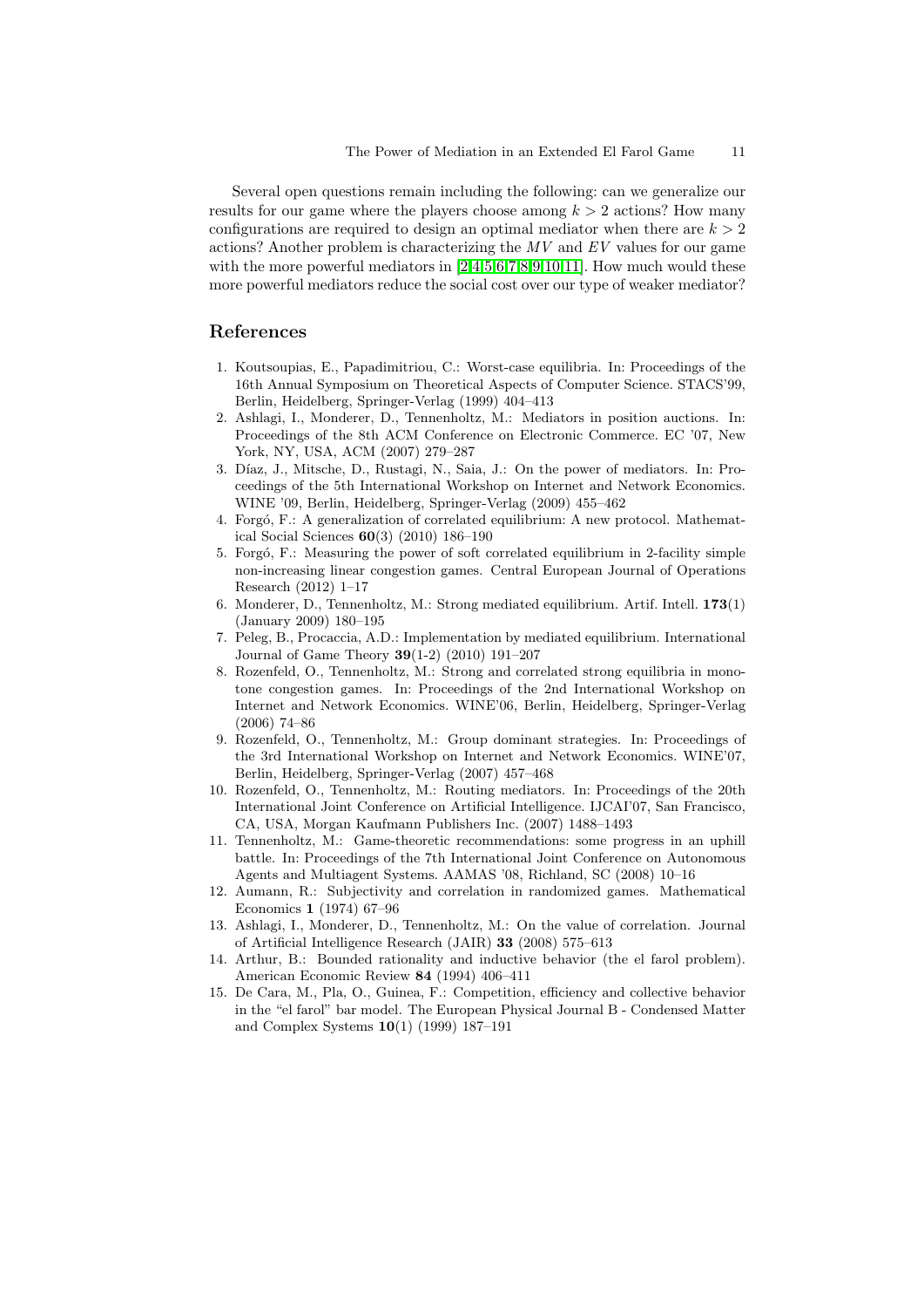Several open questions remain including the following: can we generalize our results for our game where the players choose among $k > 2$ actions? How many configurations are required to design an optimal mediator when there are $k > 2$ actions? Another problem is characterizing the $MV$ and $EV$ values for our game with the more powerful mediators in [2,4,5,6,7,8,9,10,11]. How much would these more powerful mediators reduce the social cost over our type of weaker mediator?

## References

1. Koutsoupias, E., Papadimitriou, C.: Worst-case equilibria. In: Proceedings of the 16th Annual Symposium on Theoretical Aspects of Computer Science. STACS'99, Berlin, Heidelberg, Springer-Verlag (1999) 404–413
2. Ashlagi, I., Monderer, D., Tennenholtz, M.: Mediators in position auctions. In: Proceedings of the 8th ACM Conference on Electronic Commerce. EC '07, New York, NY, USA, ACM (2007) 279–287
3. Díaz, J., Mitsche, D., Rustagi, N., Saia, J.: On the power of mediators. In: Proceedings of the 5th International Workshop on Internet and Network Economics. WINE '09, Berlin, Heidelberg, Springer-Verlag (2009) 455–462
4. Forgó, F.: A generalization of correlated equilibrium: A new protocol. Mathematical Social Sciences **60**(3) (2010) 186–190
5. Forgó, F.: Measuring the power of soft correlated equilibrium in 2-facility simple non-increasing linear congestion games. Central European Journal of Operations Research (2012) 1–17
6. Monderer, D., Tennenholtz, M.: Strong mediated equilibrium. Artif. Intell. **173**(1) (January 2009) 180–195
7. Peleg, B., Procaccia, A.D.: Implementation by mediated equilibrium. International Journal of Game Theory **39**(1-2) (2010) 191–207
8. Rozenfeld, O., Tennenholtz, M.: Strong and correlated strong equilibria in monotone congestion games. In: Proceedings of the 2nd International Workshop on Internet and Network Economics. WINE'06, Berlin, Heidelberg, Springer-Verlag (2006) 74–86
9. Rozenfeld, O., Tennenholtz, M.: Group dominant strategies. In: Proceedings of the 3rd International Workshop on Internet and Network Economics. WINE'07, Berlin, Heidelberg, Springer-Verlag (2007) 457–468
10. Rozenfeld, O., Tennenholtz, M.: Routing mediators. In: Proceedings of the 20th International Joint Conference on Artificial Intelligence. IJCAI'07, San Francisco, CA, USA, Morgan Kaufmann Publishers Inc. (2007) 1488–1493
11. Tennenholtz, M.: Game-theoretic recommendations: some progress in an uphill battle. In: Proceedings of the 7th International Joint Conference on Autonomous Agents and Multiagent Systems. AAMAS '08, Richland, SC (2008) 10–16
12. Aumann, R.: Subjectivity and correlation in randomized games. Mathematical Economics **1** (1974) 67–96
13. Ashlagi, I., Monderer, D., Tennenholtz, M.: On the value of correlation. Journal of Artificial Intelligence Research (JAIR) **33** (2008) 575–613
14. Arthur, B.: Bounded rationality and inductive behavior (the el farol problem). American Economic Review **84** (1994) 406–411
15. De Cara, M., Pla, O., Guinea, F.: Competition, efficiency and collective behavior in the "el farol" bar model. The European Physical Journal B - Condensed Matter and Complex Systems **10**(1) (1999) 187–191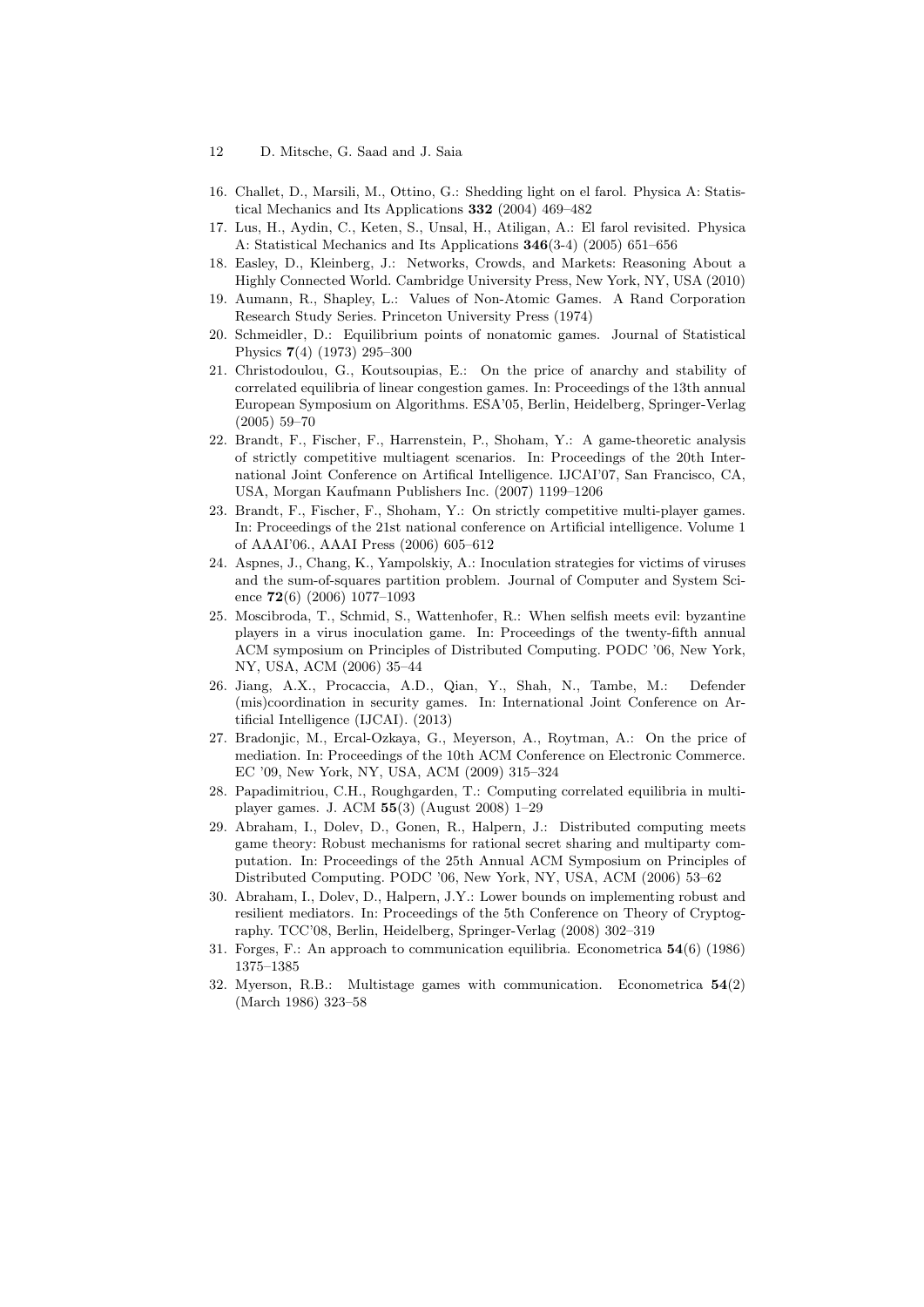16. Challet, D., Marsili, M., Ottino, G.: Shedding light on el farol. Physica A: Statistical Mechanics and Its Applications **332** (2004) 469–482
17. Lus, H., Aydin, C., Keten, S., Unsal, H., Atiligan, A.: El farol revisited. Physica A: Statistical Mechanics and Its Applications **346**(3-4) (2005) 651–656
18. Easley, D., Kleinberg, J.: Networks, Crowds, and Markets: Reasoning About a Highly Connected World. Cambridge University Press, New York, NY, USA (2010)
19. Aumann, R., Shapley, L.: Values of Non-Atomic Games. A Rand Corporation Research Study Series. Princeton University Press (1974)
20. Schmeidler, D.: Equilibrium points of nonatomic games. Journal of Statistical Physics **7**(4) (1973) 295–300
21. Christodoulou, G., Koutsoupias, E.: On the price of anarchy and stability of correlated equilibria of linear congestion games. In: Proceedings of the 13th annual European Symposium on Algorithms. ESA'05, Berlin, Heidelberg, Springer-Verlag (2005) 59–70
22. Brandt, F., Fischer, F., Harrenstein, P., Shoham, Y.: A game-theoretic analysis of strictly competitive multiagent scenarios. In: Proceedings of the 20th International Joint Conference on Artifical Intelligence. IJCAI'07, San Francisco, CA, USA, Morgan Kaufmann Publishers Inc. (2007) 1199–1206
23. Brandt, F., Fischer, F., Shoham, Y.: On strictly competitive multi-player games. In: Proceedings of the 21st national conference on Artificial intelligence. Volume 1 of AAAI'06., AAAI Press (2006) 605–612
24. Aspnes, J., Chang, K., Yampolskiy, A.: Inoculation strategies for victims of viruses and the sum-of-squares partition problem. Journal of Computer and System Science **72**(6) (2006) 1077–1093
25. Moscibroda, T., Schmid, S., Wattenhofer, R.: When selfish meets evil: byzantine players in a virus inoculation game. In: Proceedings of the twenty-fifth annual ACM symposium on Principles of Distributed Computing. PODC '06, New York, NY, USA, ACM (2006) 35–44
26. Jiang, A.X., Procaccia, A.D., Qian, Y., Shah, N., Tambe, M.: Defender (mis)coordination in security games. In: International Joint Conference on Artificial Intelligence (IJCAI). (2013)
27. Bradonjic, M., Ercal-Ozkaya, G., Meyerson, A., Roytman, A.: On the price of mediation. In: Proceedings of the 10th ACM Conference on Electronic Commerce. EC '09, New York, NY, USA, ACM (2009) 315–324
28. Papadimitriou, C.H., Roughgarden, T.: Computing correlated equilibria in multiplayer games. J. ACM **55**(3) (August 2008) 1–29
29. Abraham, I., Dolev, D., Gonen, R., Halpern, J.: Distributed computing meets game theory: Robust mechanisms for rational secret sharing and multiparty computation. In: Proceedings of the 25th Annual ACM Symposium on Principles of Distributed Computing. PODC '06, New York, NY, USA, ACM (2006) 53–62
30. Abraham, I., Dolev, D., Halpern, J.Y.: Lower bounds on implementing robust and resilient mediators. In: Proceedings of the 5th Conference on Theory of Cryptography. TCC'08, Berlin, Heidelberg, Springer-Verlag (2008) 302–319
31. Forges, F.: An approach to communication equilibria. Econometrica **54**(6) (1986) 1375–1385
32. Myerson, R.B.: Multistage games with communication. Econometrica **54**(2) (March 1986) 323–58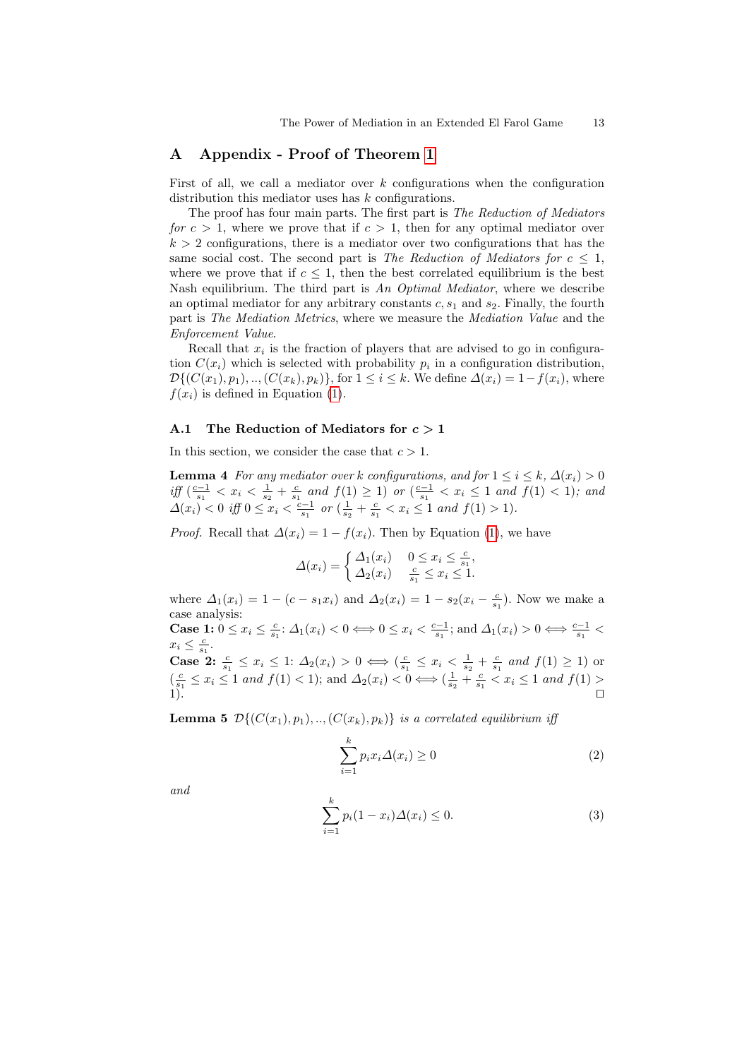## A Appendix - Proof of Theorem 1

First of all, we call a mediator over $k$ configurations when the configuration distribution this mediator uses has $k$ configurations.

The proof has four main parts. The first part is *The Reduction of Mediators for* $c > 1$, where we prove that if $c > 1$, then for any optimal mediator over $k > 2$ configurations, there is a mediator over two configurations that has the same social cost. The second part is *The Reduction of Mediators for* $c \leq 1$, where we prove that if $c \leq 1$, then the best correlated equilibrium is the best Nash equilibrium. The third part is *An Optimal Mediator*, where we describe an optimal mediator for any arbitrary constants $c, s_1$ and $s_2$. Finally, the fourth part is *The Mediation Metrics*, where we measure the *Mediation Value* and the *Enforcement Value*.

Recall that $x_i$ is the fraction of players that are advised to go in configuration $C(x_i)$ which is selected with probability $p_i$ in a configuration distribution, $\mathcal{D}\{(C(x_1), p_1), .., (C(x_k), p_k)\}$, for $1 \leq i \leq k$. We define $\Delta(x_i) = 1 - f(x_i)$, where $f(x_i)$ is defined in Equation (1).

### A.1 The Reduction of Mediators for $c > 1$

In this section, we consider the case that $c > 1$.

**Lemma 4** *For any mediator over* $k$ *configurations, and for* $1 \leq i \leq k$, $\Delta(x_i) > 0$ *iff* ($\frac{c-1}{s_1} < x_i < \frac{1}{s_2} + \frac{c}{s_1}$ *and* $f(1) \geq 1$) *or* ($\frac{c-1}{s_1} < x_i \leq 1$ *and* $f(1) < 1$)*; and* $\Delta(x_i) < 0$ *iff* $0 \leq x_i < \frac{c-1}{s_1}$ *or* ($\frac{1}{s_2} + \frac{c}{s_1} < x_i \leq 1$ *and* $f(1) > 1$).

*Proof.* Recall that $\Delta(x_i) = 1 - f(x_i)$. Then by Equation (1), we have

$$\Delta(x_i) = \begin{cases} \Delta_1(x_i) & 0 \leq x_i \leq \frac{c}{s_1}, \\ \Delta_2(x_i) & \frac{c}{s_1} \leq x_i \leq 1. \end{cases}$$

where $\Delta_1(x_i) = 1 - (c - s_1 x_i)$ and $\Delta_2(x_i) = 1 - s_2(x_i - \frac{c}{s_1})$. Now we make a case analysis:

**Case 1:** $0 \leq x_i \leq \frac{c}{s_1}$: $\Delta_1(x_i) < 0 \iff 0 \leq x_i < \frac{c-1}{s_1}$; and $\Delta_1(x_i) > 0 \iff \frac{c-1}{s_1} < x_i \leq \frac{c}{s_1}$.

**Case 2:** $\frac{c}{s_1} \leq x_i \leq 1$: $\Delta_2(x_i) > 0 \iff (\frac{c}{s_1} \leq x_i < \frac{1}{s_2} + \frac{c}{s_1}$ *and* $f(1) \geq 1)$ or $(\frac{c}{s_1} \leq x_i \leq 1$ *and* $f(1) < 1)$; and $\Delta_2(x_i) < 0 \iff (\frac{1}{s_2} + \frac{c}{s_1} < x_i \leq 1$ *and* $f(1) > 1)$. □

**Lemma 5** $\mathcal{D}\{(C(x_1), p_1), .., (C(x_k), p_k)\}$ *is a correlated equilibrium iff*

$$\sum_{i=1}^{k} p_i x_i \Delta(x_i) \geq 0 \tag{2}$$

*and*

$$\sum_{i=1}^{k} p_i (1 - x_i) \Delta(x_i) \leq 0. \tag{3}$$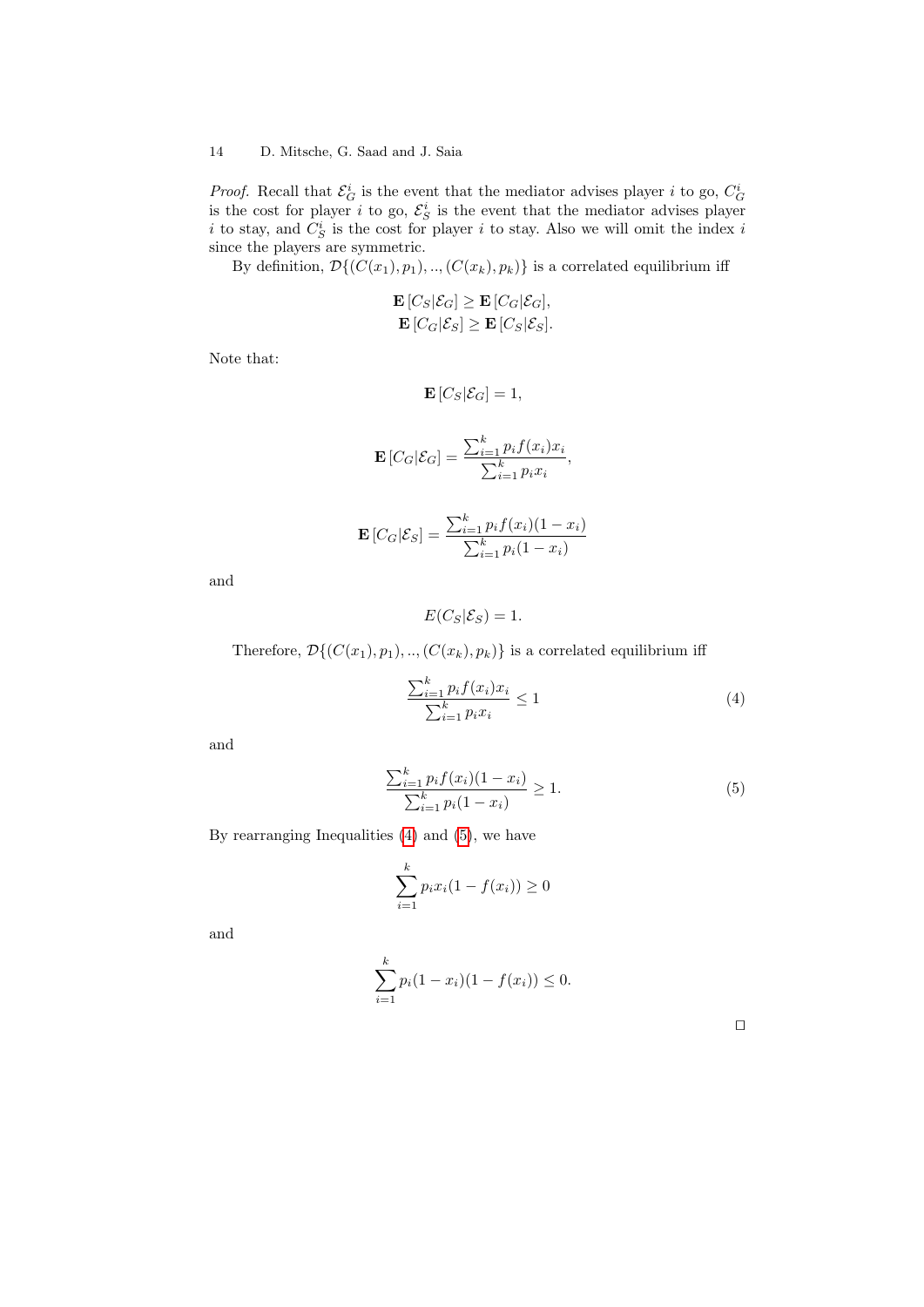*Proof.* Recall that $\mathcal{E}_G^i$ is the event that the mediator advises player $i$ to go, $C_G^i$ is the cost for player $i$ to go, $\mathcal{E}_S^i$ is the event that the mediator advises player $i$ to stay, and $C_S^i$ is the cost for player $i$ to stay. Also we will omit the index $i$ since the players are symmetric.

By definition, $\mathcal{D}\{(C(x_1), p_1), .., (C(x_k), p_k)\}$ is a correlated equilibrium iff

$$\mathbf{E}\left[C_S|\mathcal{E}_G\right] \geq \mathbf{E}\left[C_G|\mathcal{E}_G\right],$$
$$\mathbf{E}\left[C_G|\mathcal{E}_S\right] \geq \mathbf{E}\left[C_S|\mathcal{E}_S\right].$$

Note that:

$$\mathbf{E}\left[C_S|\mathcal{E}_G\right] = 1,$$

$$\mathbf{E}\left[C_G|\mathcal{E}_G\right] = \frac{\sum_{i=1}^k p_i f(x_i) x_i}{\sum_{i=1}^k p_i x_i},$$

$$\mathbf{E}\left[C_G|\mathcal{E}_S\right] = \frac{\sum_{i=1}^k p_i f(x_i)(1-x_i)}{\sum_{i=1}^k p_i (1-x_i)}$$

and

$$E(C_S|\mathcal{E}_S) = 1.$$

Therefore, $\mathcal{D}\{(C(x_1), p_1), .., (C(x_k), p_k)\}$ is a correlated equilibrium iff

$$\frac{\sum_{i=1}^k p_i f(x_i) x_i}{\sum_{i=1}^k p_i x_i} \leq 1 \tag{4}$$

and

$$\frac{\sum_{i=1}^k p_i f(x_i)(1-x_i)}{\sum_{i=1}^k p_i (1-x_i)} \geq 1. \tag{5}$$

By rearranging Inequalities (4) and (5), we have

$$\sum_{i=1}^k p_i x_i (1 - f(x_i)) \geq 0$$

and

$$\sum_{i=1}^k p_i (1-x_i)(1 - f(x_i)) \leq 0.$$

□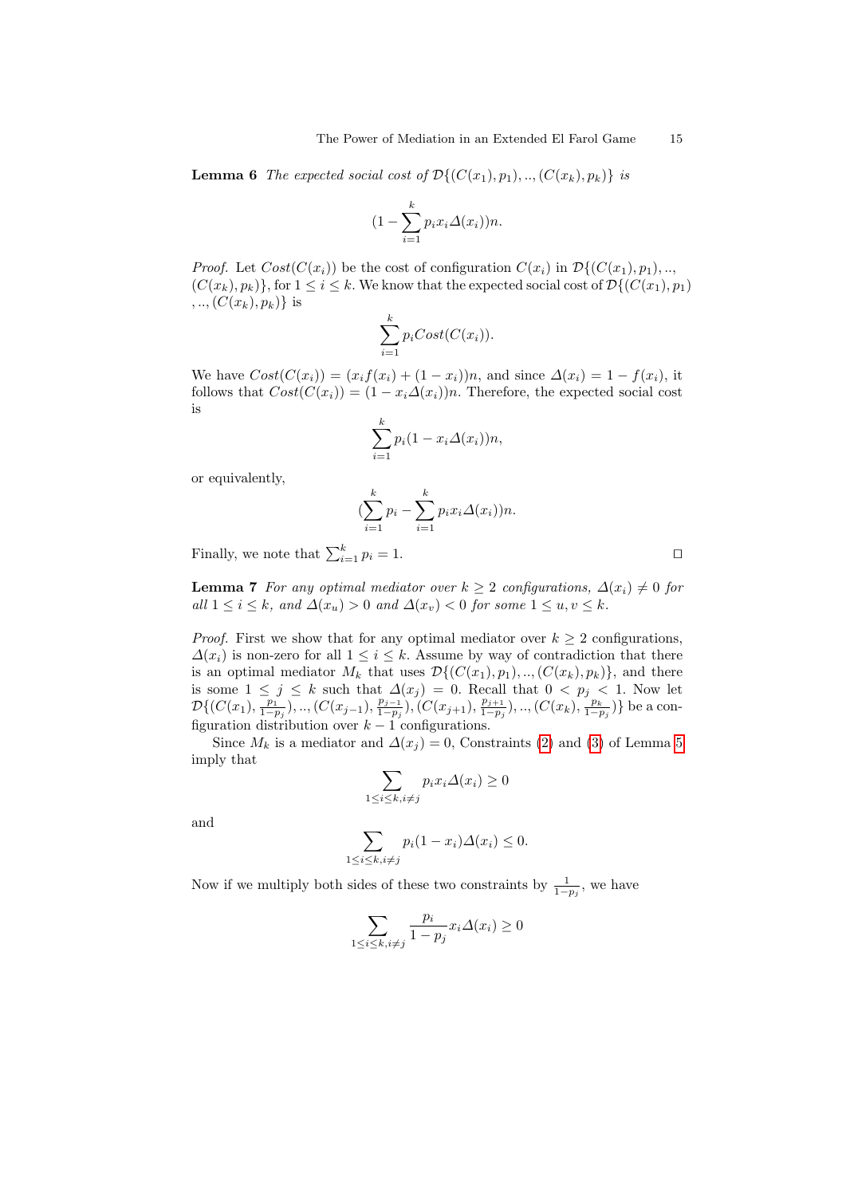**Lemma 6** *The expected social cost of* $\mathcal{D}\{(C(x_1), p_1), .., (C(x_k), p_k)\}$ *is*

$$(1 - \sum_{i=1}^{k} p_i x_i \Delta(x_i))n.$$

*Proof.* Let $Cost(C(x_i))$ be the cost of configuration $C(x_i)$ in $\mathcal{D}\{(C(x_1), p_1), .., (C(x_k), p_k)\}$, for $1 \leq i \leq k$. We know that the expected social cost of $\mathcal{D}\{(C(x_1), p_1), .., (C(x_k), p_k)\}$ is

$$\sum_{i=1}^{k} p_i Cost(C(x_i)).$$

We have $Cost(C(x_i)) = (x_i f(x_i) + (1 - x_i))n$, and since $\Delta(x_i) = 1 - f(x_i)$, it follows that $Cost(C(x_i)) = (1 - x_i \Delta(x_i))n$. Therefore, the expected social cost is

$$\sum_{i=1}^{k} p_i (1 - x_i \Delta(x_i))n,$$

or equivalently,

$$(\sum_{i=1}^{k} p_i - \sum_{i=1}^{k} p_i x_i \Delta(x_i))n.$$

Finally, we note that $\sum_{i=1}^{k} p_i = 1$. □

**Lemma 7** *For any optimal mediator over* $k \geq 2$ *configurations,* $\Delta(x_i) \neq 0$ *for all* $1 \leq i \leq k$*, and* $\Delta(x_u) > 0$ *and* $\Delta(x_v) < 0$ *for some* $1 \leq u, v \leq k$.

*Proof.* First we show that for any optimal mediator over $k \geq 2$ configurations, $\Delta(x_i)$ is non-zero for all $1 \leq i \leq k$. Assume by way of contradiction that there is an optimal mediator $M_k$ that uses $\mathcal{D}\{(C(x_1), p_1), .., (C(x_k), p_k)\}$, and there is some $1 \leq j \leq k$ such that $\Delta(x_j) = 0$. Recall that $0 < p_j < 1$. Now let $\mathcal{D}\{(C(x_1), \frac{p_1}{1-p_j}), .., (C(x_{j-1}), \frac{p_{j-1}}{1-p_j}), (C(x_{j+1}), \frac{p_{j+1}}{1-p_j}), .., (C(x_k), \frac{p_k}{1-p_j})\}$ be a configuration distribution over $k - 1$ configurations.

Since $M_k$ is a mediator and $\Delta(x_j) = 0$, Constraints (2) and (3) of Lemma 5 imply that

$$\sum_{1 \leq i \leq k, i \neq j} p_i x_i \Delta(x_i) \geq 0$$

and

$$\sum_{1 \leq i \leq k, i \neq j} p_i (1 - x_i) \Delta(x_i) \leq 0.$$

Now if we multiply both sides of these two constraints by $\frac{1}{1-p_j}$, we have

$$\sum_{1 \leq i \leq k, i \neq j} \frac{p_i}{1 - p_j} x_i \Delta(x_i) \geq 0$$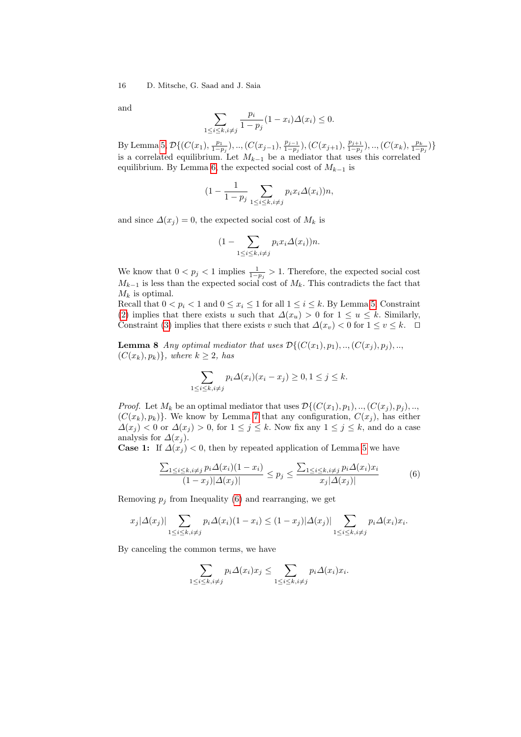and

$$\sum_{1 \le i \le k, i \ne j} \frac{p_i}{1-p_j}(1-x_i)\Delta(x_i) \le 0.$$

By Lemma 5, $\mathcal{D}\{(C(x_1), \frac{p_1}{1-p_j}), .., (C(x_{j-1}), \frac{p_{j-1}}{1-p_j}), (C(x_{j+1}), \frac{p_{j+1}}{1-p_j}), .., (C(x_k), \frac{p_k}{1-p_j})\}$ is a correlated equilibrium. Let $M_{k-1}$ be a mediator that uses this correlated equilibrium. By Lemma 6, the expected social cost of $M_{k-1}$ is

$$(1 - \frac{1}{1-p_j}\sum_{1 \le i \le k, i \ne j} p_i x_i \Delta(x_i))n,$$

and since $\Delta(x_j) = 0$, the expected social cost of $M_k$ is

$$(1 - \sum_{1 \le i \le k, i \ne j} p_i x_i \Delta(x_i))n.$$

We know that $0 < p_j < 1$ implies $\frac{1}{1-p_j} > 1$. Therefore, the expected social cost $M_{k-1}$ is less than the expected social cost of $M_k$. This contradicts the fact that $M_k$ is optimal.
Recall that $0 < p_i < 1$ and $0 \le x_i \le 1$ for all $1 \le i \le k$. By Lemma 5, Constraint (2) implies that there exists $u$ such that $\Delta(x_u) > 0$ for $1 \le u \le k$. Similarly, Constraint (3) implies that there exists $v$ such that $\Delta(x_v) < 0$ for $1 \le v \le k$. $\square$

**Lemma 8** *Any optimal mediator that uses $\mathcal{D}\{(C(x_1), p_1), .., (C(x_j), p_j), .., (C(x_k), p_k)\}$, where $k \ge 2$, has*

$$\sum_{1 \le i \le k, i \ne j} p_i \Delta(x_i)(x_i - x_j) \ge 0, 1 \le j \le k.$$

*Proof.* Let $M_k$ be an optimal mediator that uses $\mathcal{D}\{(C(x_1), p_1), .., (C(x_j), p_j), .., (C(x_k), p_k)\}$. We know by Lemma 7 that any configuration, $C(x_j)$, has either $\Delta(x_j) < 0$ or $\Delta(x_j) > 0$, for $1 \le j \le k$. Now fix any $1 \le j \le k$, and do a case analysis for $\Delta(x_j)$.
**Case 1:** If $\Delta(x_j) < 0$, then by repeated application of Lemma 5 we have

$$\frac{\sum_{1 \le i \le k, i \ne j} p_i \Delta(x_i)(1-x_i)}{(1-x_j)|\Delta(x_j)|} \le p_j \le \frac{\sum_{1 \le i \le k, i \ne j} p_i \Delta(x_i) x_i}{x_j |\Delta(x_j)|} \tag{6}$$

Removing $p_j$ from Inequality (6) and rearranging, we get

$$x_j|\Delta(x_j)| \sum_{1 \le i \le k, i \ne j} p_i \Delta(x_i)(1-x_i) \le (1-x_j)|\Delta(x_j)| \sum_{1 \le i \le k, i \ne j} p_i \Delta(x_i) x_i.$$

By canceling the common terms, we have

$$\sum_{1 \le i \le k, i \ne j} p_i \Delta(x_i) x_j \le \sum_{1 \le i \le k, i \ne j} p_i \Delta(x_i) x_i.$$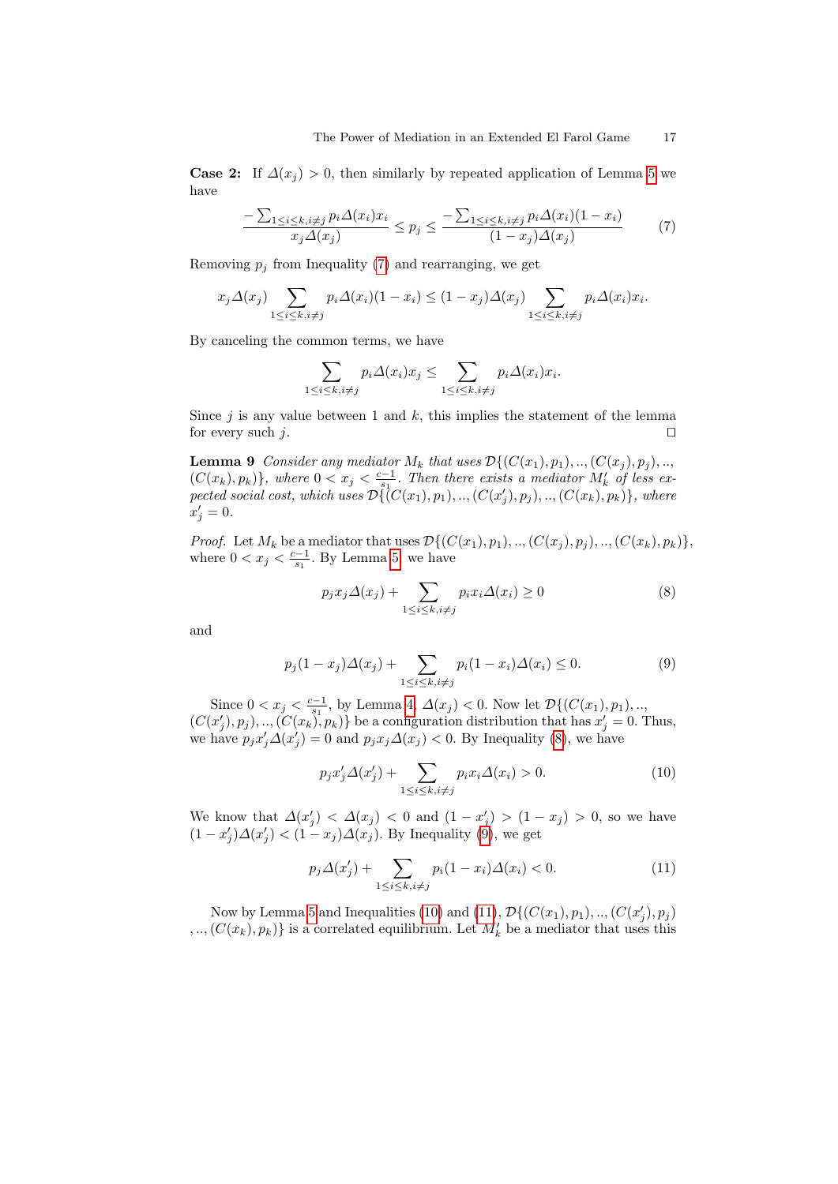**Case 2:** If $\Delta(x_j) > 0$, then similarly by repeated application of Lemma 5 we have

$$\frac{-\sum_{1\le i\le k, i\ne j} p_i \Delta(x_i) x_i}{x_j \Delta(x_j)} \le p_j \le \frac{-\sum_{1\le i\le k, i\ne j} p_i \Delta(x_i)(1-x_i)}{(1-x_j)\Delta(x_j)} \tag{7}$$

Removing $p_j$ from Inequality (7) and rearranging, we get

$$x_j \Delta(x_j) \sum_{1\le i\le k, i\ne j} p_i \Delta(x_i)(1-x_i) \le (1-x_j)\Delta(x_j) \sum_{1\le i\le k, i\ne j} p_i \Delta(x_i) x_i.$$

By canceling the common terms, we have

$$\sum_{1\le i\le k, i\ne j} p_i \Delta(x_i) x_j \le \sum_{1\le i\le k, i\ne j} p_i \Delta(x_i) x_i.$$

Since $j$ is any value between 1 and $k$, this implies the statement of the lemma for every such $j$. □

**Lemma 9** *Consider any mediator $M_k$ that uses $\mathcal{D}\{(C(x_1), p_1), .., (C(x_j), p_j), .., (C(x_k), p_k)\}$, where $0 < x_j < \frac{c-1}{s_1}$. Then there exists a mediator $M'_k$ of less expected social cost, which uses $\mathcal{D}\{(C(x_1), p_1), .., (C(x'_j), p_j), .., (C(x_k), p_k)\}$, where $x'_j = 0$.*

*Proof.* Let $M_k$ be a mediator that uses $\mathcal{D}\{(C(x_1), p_1), .., (C(x_j), p_j), .., (C(x_k), p_k)\}$, where $0 < x_j < \frac{c-1}{s_1}$. By Lemma 5, we have

$$p_j x_j \Delta(x_j) + \sum_{1\le i\le k, i\ne j} p_i x_i \Delta(x_i) \ge 0 \tag{8}$$

and

$$p_j (1-x_j)\Delta(x_j) + \sum_{1\le i\le k, i\ne j} p_i (1-x_i)\Delta(x_i) \le 0. \tag{9}$$

Since $0 < x_j < \frac{c-1}{s_1}$, by Lemma 4, $\Delta(x_j) < 0$. Now let $\mathcal{D}\{(C(x_1), p_1), .., (C(x'_j), p_j), .., (C(x_k), p_k)\}$ be a configuration distribution that has $x'_j = 0$. Thus, we have $p_j x'_j \Delta(x'_j) = 0$ and $p_j x_j \Delta(x_j) < 0$. By Inequality (8), we have

$$p_j x'_j \Delta(x'_j) + \sum_{1\le i\le k, i\ne j} p_i x_i \Delta(x_i) > 0. \tag{10}$$

We know that $\Delta(x'_j) < \Delta(x_j) < 0$ and $(1-x'_j) > (1-x_j) > 0$, so we have $(1-x'_j)\Delta(x'_j) < (1-x_j)\Delta(x_j)$. By Inequality (9), we get

$$p_j \Delta(x'_j) + \sum_{1\le i\le k, i\ne j} p_i (1-x_i)\Delta(x_i) < 0. \tag{11}$$

Now by Lemma 5 and Inequalities (10) and (11), $\mathcal{D}\{(C(x_1), p_1), .., (C(x'_j), p_j), .., (C(x_k), p_k)\}$ is a correlated equilibrium. Let $M'_k$ be a mediator that uses this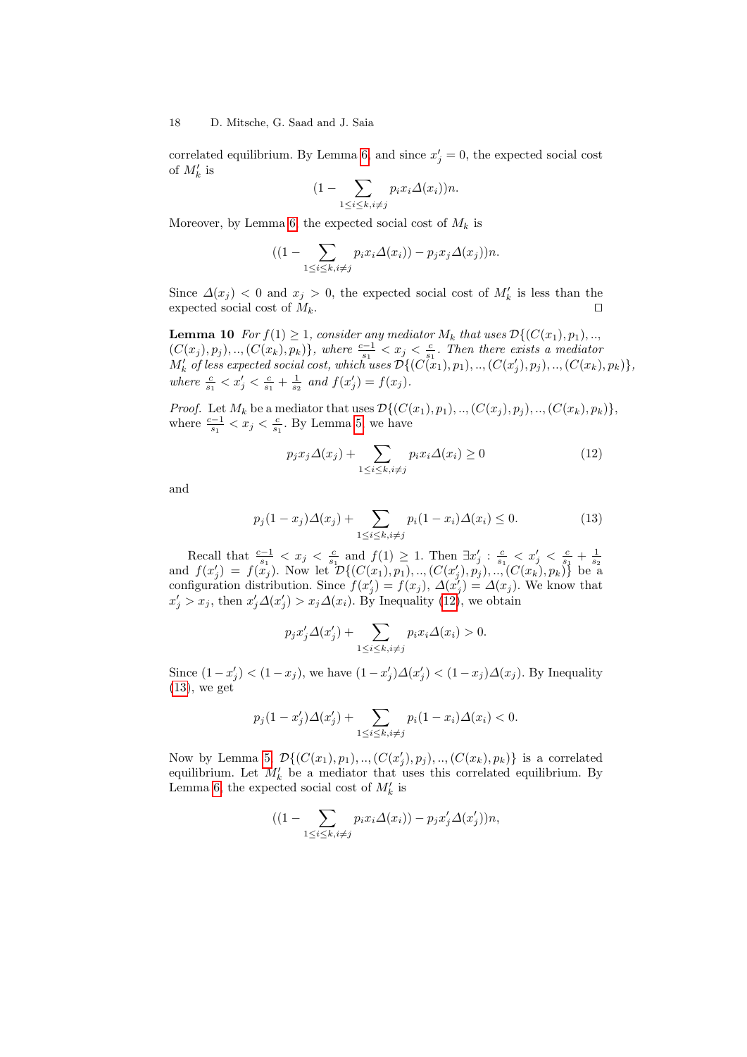correlated equilibrium. By Lemma 6 and since $x'_j = 0$, the expected social cost of $M'_k$ is

$$(1 - \sum_{1 \le i \le k, i \ne j} p_i x_i \Delta(x_i))n.$$

Moreover, by Lemma 6 the expected social cost of $M_k$ is

$$((1 - \sum_{1 \le i \le k, i \ne j} p_i x_i \Delta(x_i)) - p_j x_j \Delta(x_j))n.$$

Since $\Delta(x_j) < 0$ and $x_j > 0$, the expected social cost of $M'_k$ is less than the expected social cost of $M_k$. □

**Lemma 10** *For $f(1) \ge 1$, consider any mediator $M_k$ that uses $\mathcal{D}\{(C(x_1), p_1), .., (C(x_j), p_j), .., (C(x_k), p_k)\}$, where $\frac{c-1}{s_1} < x_j < \frac{c}{s_1}$. Then there exists a mediator $M'_k$ of less expected social cost, which uses $\mathcal{D}\{(C(x_1), p_1), .., (C(x'_j), p_j), .., (C(x_k), p_k)\}$, where $\frac{c}{s_1} < x'_j < \frac{c}{s_1} + \frac{1}{s_2}$ and $f(x'_j) = f(x_j)$.*

*Proof.* Let $M_k$ be a mediator that uses $\mathcal{D}\{(C(x_1), p_1), .., (C(x_j), p_j), .., (C(x_k), p_k)\}$, where $\frac{c-1}{s_1} < x_j < \frac{c}{s_1}$. By Lemma 5 we have

$$p_j x_j \Delta(x_j) + \sum_{1 \le i \le k, i \ne j} p_i x_i \Delta(x_i) \ge 0 \tag{12}$$

and

$$p_j (1 - x_j) \Delta(x_j) + \sum_{1 \le i \le k, i \ne j} p_i (1 - x_i) \Delta(x_i) \le 0. \tag{13}$$

Recall that $\frac{c-1}{s_1} < x_j < \frac{c}{s_1}$ and $f(1) \ge 1$. Then $\exists x'_j : \frac{c}{s_1} < x'_j < \frac{c}{s_1} + \frac{1}{s_2}$ and $f(x'_j) = f(x_j)$. Now let $\mathcal{D}\{(C(x_1), p_1), .., (C(x'_j), p_j), .., (C(x_k), p_k)\}$ be a configuration distribution. Since $f(x'_j) = f(x_j)$, $\Delta(x'_j) = \Delta(x_j)$. We know that $x'_j > x_j$, then $x'_j \Delta(x'_j) > x_j \Delta(x_i)$. By Inequality (12), we obtain

$$p_j x'_j \Delta(x'_j) + \sum_{1 \le i \le k, i \ne j} p_i x_i \Delta(x_i) > 0.$$

Since $(1 - x'_j) < (1 - x_j)$, we have $(1 - x'_j)\Delta(x'_j) < (1 - x_j)\Delta(x_j)$. By Inequality (13), we get

$$p_j (1 - x'_j) \Delta(x'_j) + \sum_{1 \le i \le k, i \ne j} p_i (1 - x_i) \Delta(x_i) < 0.$$

Now by Lemma 5, $\mathcal{D}\{(C(x_1), p_1), .., (C(x'_j), p_j), .., (C(x_k), p_k)\}$ is a correlated equilibrium. Let $M'_k$ be a mediator that uses this correlated equilibrium. By Lemma 6, the expected social cost of $M'_k$ is

$$((1 - \sum_{1 \le i \le k, i \ne j} p_i x_i \Delta(x_i)) - p_j x'_j \Delta(x'_j))n,$$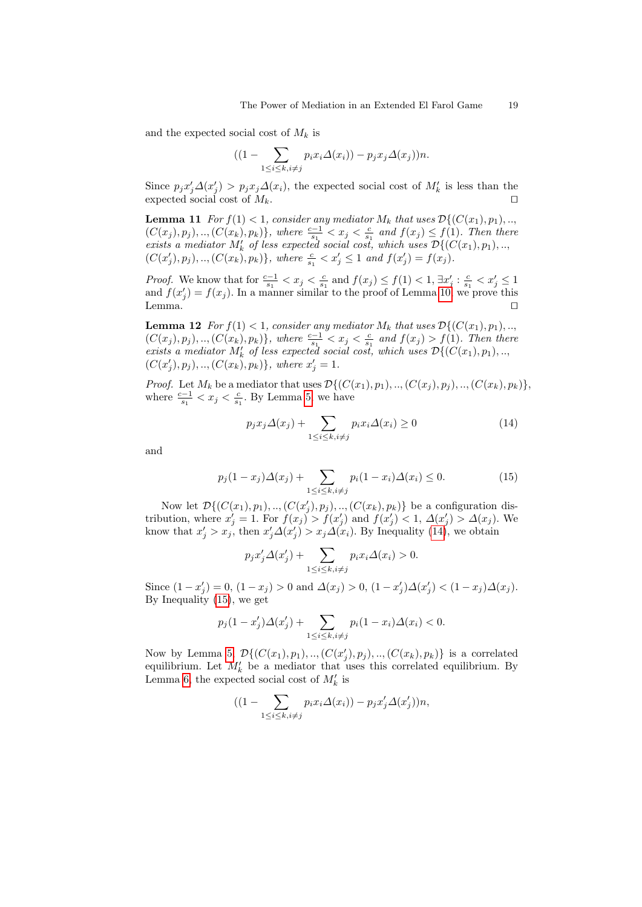and the expected social cost of $M_k$ is

$$((1 - \sum_{1 \le i \le k, i \ne j} p_i x_i \Delta(x_i)) - p_j x_j \Delta(x_j))n.$$

Since $p_j x'_j \Delta(x'_j) > p_j x_j \Delta(x_i)$, the expected social cost of $M'_k$ is less than the expected social cost of $M_k$. □

**Lemma 11** *For $f(1) < 1$, consider any mediator $M_k$ that uses $\mathcal{D}\{(C(x_1), p_1), .., (C(x_j), p_j), .., (C(x_k), p_k)\}$, where $\frac{c-1}{s_1} < x_j < \frac{c}{s_1}$ and $f(x_j) \le f(1)$. Then there exists a mediator $M'_k$ of less expected social cost, which uses $\mathcal{D}\{(C(x_1), p_1), .., (C(x'_j), p_j), .., (C(x_k), p_k)\}$, where $\frac{c}{s_1} < x'_j \le 1$ and $f(x'_j) = f(x_j)$.*

*Proof.* We know that for $\frac{c-1}{s_1} < x_j < \frac{c}{s_1}$ and $f(x_j) \le f(1) < 1$, $\exists x'_j : \frac{c}{s_1} < x'_j \le 1$ and $f(x'_j) = f(x_j)$. In a manner similar to the proof of Lemma 10, we prove this Lemma. □

**Lemma 12** *For $f(1) < 1$, consider any mediator $M_k$ that uses $\mathcal{D}\{(C(x_1), p_1), .., (C(x_j), p_j), .., (C(x_k), p_k)\}$, where $\frac{c-1}{s_1} < x_j < \frac{c}{s_1}$ and $f(x_j) > f(1)$. Then there exists a mediator $M'_k$ of less expected social cost, which uses $\mathcal{D}\{(C(x_1), p_1), .., (C(x'_j), p_j), .., (C(x_k), p_k)\}$, where $x'_j = 1$.*

*Proof.* Let $M_k$ be a mediator that uses $\mathcal{D}\{(C(x_1), p_1), .., (C(x_j), p_j), .., (C(x_k), p_k)\}$, where $\frac{c-1}{s_1} < x_j < \frac{c}{s_1}$. By Lemma 5, we have

$$p_j x_j \Delta(x_j) + \sum_{1 \le i \le k, i \ne j} p_i x_i \Delta(x_i) \ge 0 \tag{14}$$

and

$$p_j (1 - x_j) \Delta(x_j) + \sum_{1 \le i \le k, i \ne j} p_i (1 - x_i) \Delta(x_i) \le 0. \tag{15}$$

Now let $\mathcal{D}\{(C(x_1), p_1), .., (C(x'_j), p_j), .., (C(x_k), p_k)\}$ be a configuration distribution, where $x'_j = 1$. For $f(x_j) > f(x'_j)$ and $f(x'_j) < 1$, $\Delta(x'_j) > \Delta(x_j)$. We know that $x'_j > x_j$, then $x'_j \Delta(x'_j) > x_j \Delta(x_i)$. By Inequality (14), we obtain

$$p_j x'_j \Delta(x'_j) + \sum_{1 \le i \le k, i \ne j} p_i x_i \Delta(x_i) > 0.$$

Since $(1 - x'_j) = 0$, $(1 - x_j) > 0$ and $\Delta(x_j) > 0$, $(1 - x'_j)\Delta(x'_j) < (1 - x_j)\Delta(x_j)$. By Inequality (15), we get

$$p_j (1 - x'_j) \Delta(x'_j) + \sum_{1 \le i \le k, i \ne j} p_i (1 - x_i) \Delta(x_i) < 0.$$

Now by Lemma 5, $\mathcal{D}\{(C(x_1), p_1), .., (C(x'_j), p_j), .., (C(x_k), p_k)\}$ is a correlated equilibrium. Let $M'_k$ be a mediator that uses this correlated equilibrium. By Lemma 6, the expected social cost of $M'_k$ is

$$((1 - \sum_{1 \le i \le k, i \ne j} p_i x_i \Delta(x_i)) - p_j x'_j \Delta(x'_j))n,$$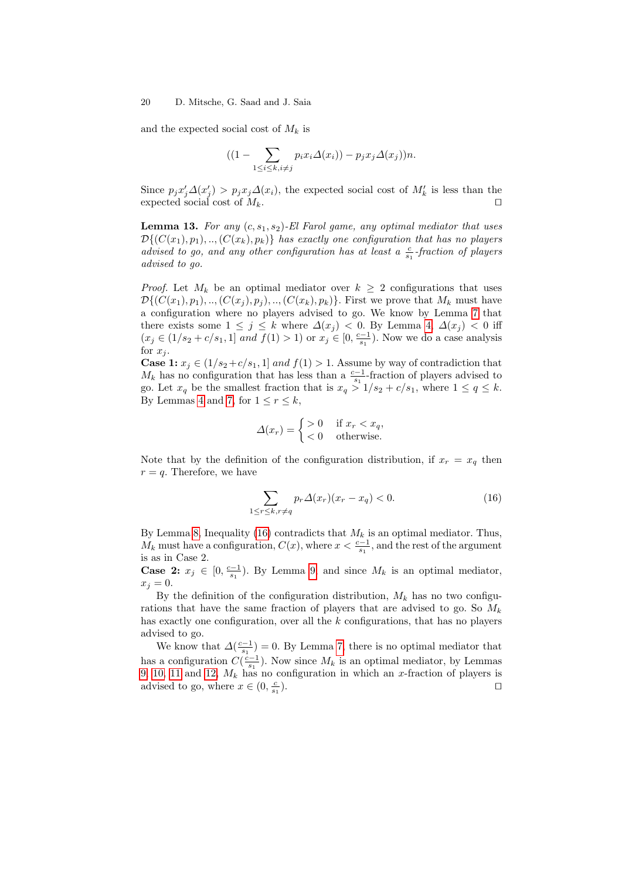and the expected social cost of $M_k$ is

$$((1 - \sum_{1 \le i \le k, i \ne j} p_i x_i \Delta(x_i)) - p_j x_j \Delta(x_j))n.$$

Since $p_j x'_j \Delta(x'_j) > p_j x_j \Delta(x_i)$, the expected social cost of $M'_k$ is less than the expected social cost of $M_k$. □

**Lemma 13.** *For any $(c, s_1, s_2)$-El Farol game, any optimal mediator that uses $\mathcal{D}\{(C(x_1), p_1), .., (C(x_k), p_k)\}$ has exactly one configuration that has no players advised to go, and any other configuration has at least a $\frac{c}{s_1}$-fraction of players advised to go.*

*Proof.* Let $M_k$ be an optimal mediator over $k \ge 2$ configurations that uses $\mathcal{D}\{(C(x_1), p_1), .., (C(x_j), p_j), .., (C(x_k), p_k)\}$. First we prove that $M_k$ must have a configuration where no players advised to go. We know by Lemma 7 that there exists some $1 \le j \le k$ where $\Delta(x_j) < 0$. By Lemma 4, $\Delta(x_j) < 0$ iff ($x_j \in (1/s_2 + c/s_1, 1]$ *and* $f(1) > 1$) or $x_j \in [0, \frac{c-1}{s_1})$. Now we do a case analysis for $x_j$.

**Case 1:** $x_j \in (1/s_2 + c/s_1, 1]$ *and* $f(1) > 1$. Assume by way of contradiction that $M_k$ has no configuration that has less than a $\frac{c-1}{s_1}$-fraction of players advised to go. Let $x_q$ be the smallest fraction that is $x_q > 1/s_2 + c/s_1$, where $1 \le q \le k$. By Lemmas 4 and 7, for $1 \le r \le k$,

$$\Delta(x_r) = \begin{cases} > 0 & \text{if } x_r < x_q, \\ < 0 & \text{otherwise.} \end{cases}$$

Note that by the definition of the configuration distribution, if $x_r = x_q$ then $r = q$. Therefore, we have

$$\sum_{1 \le r \le k, r \ne q} p_r \Delta(x_r)(x_r - x_q) < 0. \tag{16}$$

By Lemma 8, Inequality (16) contradicts that $M_k$ is an optimal mediator. Thus, $M_k$ must have a configuration, $C(x)$, where $x < \frac{c-1}{s_1}$, and the rest of the argument is as in Case 2.

**Case 2:** $x_j \in [0, \frac{c-1}{s_1})$. By Lemma 9 and since $M_k$ is an optimal mediator, $x_j = 0$.

By the definition of the configuration distribution, $M_k$ has no two configurations that have the same fraction of players that are advised to go. So $M_k$ has exactly one configuration, over all the $k$ configurations, that has no players advised to go.

We know that $\Delta(\frac{c-1}{s_1}) = 0$. By Lemma 7, there is no optimal mediator that has a configuration $C(\frac{c-1}{s_1})$. Now since $M_k$ is an optimal mediator, by Lemmas 9, 10, 11 and 12, $M_k$ has no configuration in which an $x$-fraction of players is advised to go, where $x \in (0, \frac{c}{s_1})$. □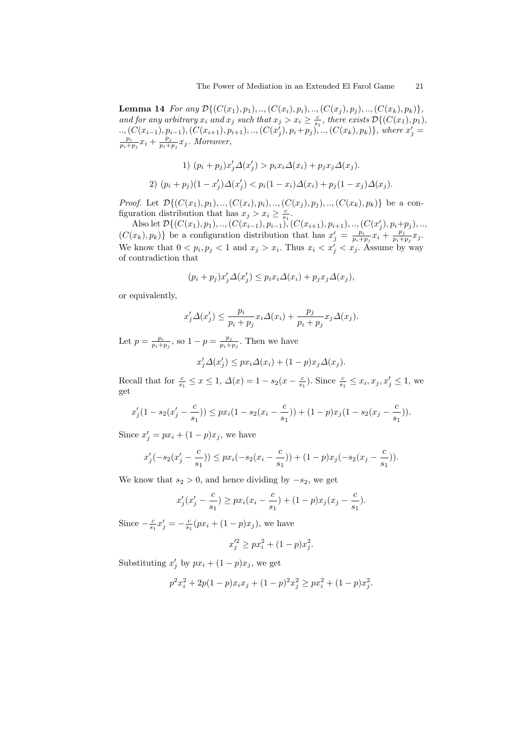**Lemma 14** *For any $\mathcal{D}\{(C(x_1), p_1), .., (C(x_i), p_i), .., (C(x_j), p_j), .., (C(x_k), p_k)\}$, and for any arbitrary $x_i$ and $x_j$ such that $x_j > x_i \geq \frac{c}{s_1}$, there exists $\mathcal{D}\{(C(x_1), p_1), .., (C(x_{i-1}), p_{i-1}), (C(x_{i+1}), p_{i+1}), .., (C(x'_j), p_i + p_j), .., (C(x_k), p_k)\}$, where $x'_j = \frac{p_i}{p_i+p_j}x_i + \frac{p_j}{p_i+p_j}x_j$. Moreover,*

$$1)\ (p_i + p_j)x'_j \Delta(x'_j) > p_i x_i \Delta(x_i) + p_j x_j \Delta(x_j).$$

$$2)\ (p_i + p_j)(1 - x'_j)\Delta(x'_j) < p_i(1 - x_i)\Delta(x_i) + p_j(1 - x_j)\Delta(x_j).$$

*Proof.* Let $\mathcal{D}\{(C(x_1), p_1), .., (C(x_i), p_i), .., (C(x_j), p_j), .., (C(x_k), p_k)\}$ be a configuration distribution that has $x_j > x_i \geq \frac{c}{s_1}$.

Also let $\mathcal{D}\{(C(x_1), p_1), .., (C(x_{i-1}), p_{i-1}), (C(x_{i+1}), p_{i+1}), .., (C(x'_j), p_i+p_j), .., (C(x_k), p_k)\}$ be a configuration distribution that has $x'_j = \frac{p_i}{p_i+p_j}x_i + \frac{p_j}{p_i+p_j}x_j$. We know that $0 < p_i, p_j < 1$ and $x_j > x_i$. Thus $x_i < x'_j < x_j$. Assume by way of contradiction that

$$(p_i + p_j)x'_j \Delta(x'_j) \leq p_i x_i \Delta(x_i) + p_j x_j \Delta(x_j),$$

or equivalently,

$$x'_j \Delta(x'_j) \leq \frac{p_i}{p_i + p_j} x_i \Delta(x_i) + \frac{p_j}{p_i + p_j} x_j \Delta(x_j).$$

Let $p = \frac{p_i}{p_i+p_j}$, so $1 - p = \frac{p_j}{p_i+p_j}$. Then we have

$$x'_j \Delta(x'_j) \leq p x_i \Delta(x_i) + (1 - p) x_j \Delta(x_j).$$

Recall that for $\frac{c}{s_1} \leq x \leq 1$, $\Delta(x) = 1 - s_2(x - \frac{c}{s_1})$. Since $\frac{c}{s_1} \leq x_i, x_j, x'_j \leq 1$, we get

$$x'_j(1 - s_2(x'_j - \frac{c}{s_1})) \leq p x_i(1 - s_2(x_i - \frac{c}{s_1})) + (1 - p) x_j(1 - s_2(x_j - \frac{c}{s_1})).$$

Since $x'_j = p x_i + (1 - p) x_j$, we have

$$x'_j(-s_2(x'_j - \frac{c}{s_1})) \leq p x_i(-s_2(x_i - \frac{c}{s_1})) + (1 - p) x_j(-s_2(x_j - \frac{c}{s_1})).$$

We know that $s_2 > 0$, and hence dividing by $-s_2$, we get

$$x'_j(x'_j - \frac{c}{s_1}) \geq p x_i(x_i - \frac{c}{s_1}) + (1 - p) x_j(x_j - \frac{c}{s_1}).$$

Since $-\frac{c}{s_1}x'_j = -\frac{c}{s_1}(p x_i + (1 - p) x_j)$, we have

$$x'^2_j \geq p x_i^2 + (1 - p) x_j^2.$$

Substituting $x'_j$ by $p x_i + (1 - p) x_j$, we get

$$p^2 x_i^2 + 2p(1 - p) x_i x_j + (1 - p)^2 x_j^2 \geq p x_i^2 + (1 - p) x_j^2.$$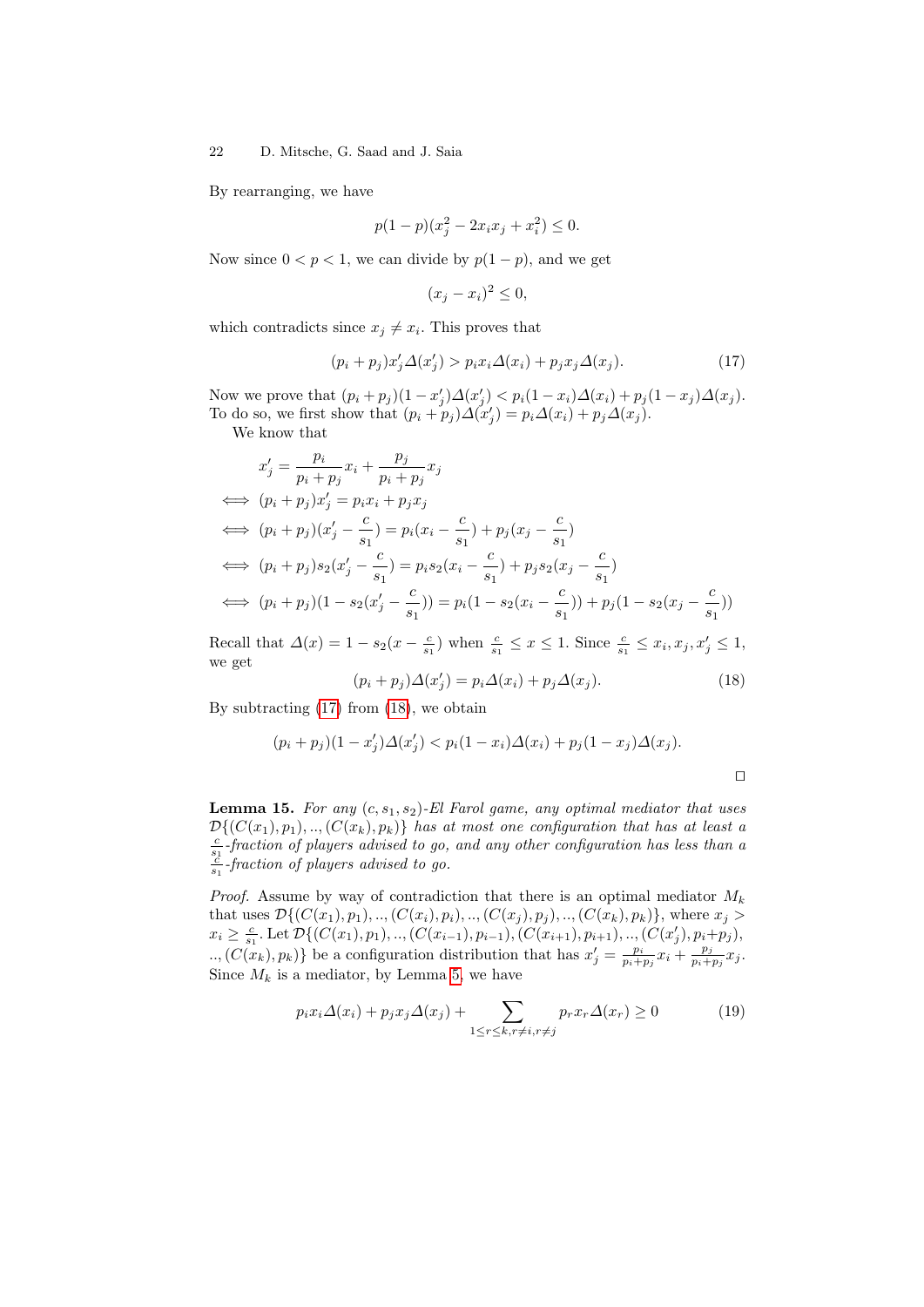By rearranging, we have

$$p(1-p)(x_j^2 - 2x_ix_j + x_i^2) \leq 0.$$

Now since $0 < p < 1$, we can divide by $p(1-p)$, and we get

$$(x_j - x_i)^2 \leq 0,$$

which contradicts since $x_j \neq x_i$. This proves that

$$(p_i + p_j)x'_j \Delta(x'_j) > p_i x_i \Delta(x_i) + p_j x_j \Delta(x_j). \tag{17}$$

Now we prove that $(p_i + p_j)(1 - x'_j)\Delta(x'_j) < p_i(1 - x_i)\Delta(x_i) + p_j(1 - x_j)\Delta(x_j)$. To do so, we first show that $(p_i + p_j)\Delta(x'_j) = p_i\Delta(x_i) + p_j\Delta(x_j)$.

We know that

$$\begin{aligned}
& x'_j = \frac{p_i}{p_i + p_j}x_i + \frac{p_j}{p_i + p_j}x_j \\
\iff & (p_i + p_j)x'_j = p_i x_i + p_j x_j \\
\iff & (p_i + p_j)(x'_j - \frac{c}{s_1}) = p_i(x_i - \frac{c}{s_1}) + p_j(x_j - \frac{c}{s_1}) \\
\iff & (p_i + p_j)s_2(x'_j - \frac{c}{s_1}) = p_i s_2(x_i - \frac{c}{s_1}) + p_j s_2(x_j - \frac{c}{s_1}) \\
\iff & (p_i + p_j)(1 - s_2(x'_j - \frac{c}{s_1})) = p_i(1 - s_2(x_i - \frac{c}{s_1})) + p_j(1 - s_2(x_j - \frac{c}{s_1}))
\end{aligned}$$

Recall that $\Delta(x) = 1 - s_2(x - \frac{c}{s_1})$ when $\frac{c}{s_1} \leq x \leq 1$. Since $\frac{c}{s_1} \leq x_i, x_j, x'_j \leq 1$, we get

$$(p_i + p_j)\Delta(x'_j) = p_i\Delta(x_i) + p_j\Delta(x_j). \tag{18}$$

By subtracting (17) from (18), we obtain

$$(p_i + p_j)(1 - x'_j)\Delta(x'_j) < p_i(1 - x_i)\Delta(x_i) + p_j(1 - x_j)\Delta(x_j).$$

□

**Lemma 15.** *For any $(c, s_1, s_2)$-El Farol game, any optimal mediator that uses $\mathcal{D}\{(C(x_1), p_1), .., (C(x_k), p_k)\}$ has at most one configuration that has at least a $\frac{c}{s_1}$-fraction of players advised to go, and any other configuration has less than a $\frac{c}{s_1}$-fraction of players advised to go.*

*Proof.* Assume by way of contradiction that there is an optimal mediator $M_k$ that uses $\mathcal{D}\{(C(x_1), p_1), .., (C(x_i), p_i), .., (C(x_j), p_j), .., (C(x_k), p_k)\}$, where $x_j > x_i \geq \frac{c}{s_1}$. Let $\mathcal{D}\{(C(x_1), p_1), .., (C(x_{i-1}), p_{i-1}), (C(x_{i+1}), p_{i+1}), .., (C(x'_j), p_i + p_j), .., (C(x_k), p_k)\}$ be a configuration distribution that has $x'_j = \frac{p_i}{p_i+p_j}x_i + \frac{p_j}{p_i+p_j}x_j$. Since $M_k$ is a mediator, by Lemma 5, we have

$$p_i x_i \Delta(x_i) + p_j x_j \Delta(x_j) + \sum_{1 \leq r \leq k, r \neq i, r \neq j} p_r x_r \Delta(x_r) \geq 0 \tag{19}$$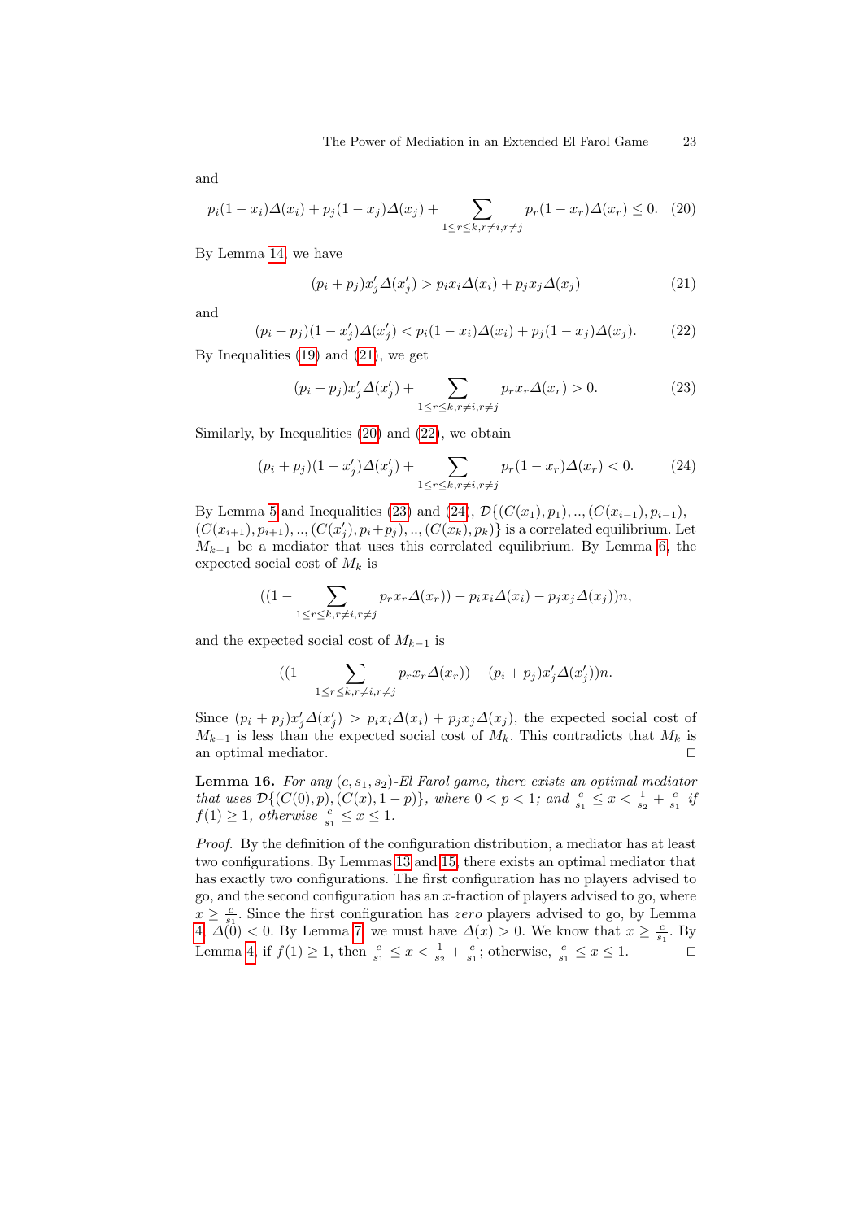and

$$p_i(1-x_i)\Delta(x_i) + p_j(1-x_j)\Delta(x_j) + \sum_{1\le r\le k, r\ne i, r\ne j} p_r(1-x_r)\Delta(x_r) \le 0. \quad (20)$$

By Lemma 14, we have

$$(p_i+p_j)x'_j\Delta(x'_j) > p_i x_i\Delta(x_i) + p_j x_j\Delta(x_j) \quad (21)$$

and

$$(p_i+p_j)(1-x'_j)\Delta(x'_j) < p_i(1-x_i)\Delta(x_i) + p_j(1-x_j)\Delta(x_j). \quad (22)$$

By Inequalities (19) and (21), we get

$$(p_i+p_j)x'_j\Delta(x'_j) + \sum_{1\le r\le k, r\ne i, r\ne j} p_r x_r\Delta(x_r) > 0. \quad (23)$$

Similarly, by Inequalities (20) and (22), we obtain

$$(p_i+p_j)(1-x'_j)\Delta(x'_j) + \sum_{1\le r\le k, r\ne i, r\ne j} p_r(1-x_r)\Delta(x_r) < 0. \quad (24)$$

By Lemma 5 and Inequalities (23) and (24), $\mathcal{D}\{(C(x_1), p_1), .., (C(x_{i-1}), p_{i-1}), (C(x_{i+1}), p_{i+1}), .., (C(x'_j), p_i+p_j), .., (C(x_k), p_k)\}$ is a correlated equilibrium. Let $M_{k-1}$ be a mediator that uses this correlated equilibrium. By Lemma 6, the expected social cost of $M_k$ is

$$((1-\sum_{1\le r\le k, r\ne i, r\ne j} p_r x_r\Delta(x_r)) - p_i x_i\Delta(x_i) - p_j x_j\Delta(x_j))n,$$

and the expected social cost of $M_{k-1}$ is

$$((1-\sum_{1\le r\le k, r\ne i, r\ne j} p_r x_r\Delta(x_r)) - (p_i+p_j)x'_j\Delta(x'_j))n.$$

Since $(p_i+p_j)x'_j\Delta(x'_j) > p_i x_i\Delta(x_i) + p_j x_j\Delta(x_j)$, the expected social cost of $M_{k-1}$ is less than the expected social cost of $M_k$. This contradicts that $M_k$ is an optimal mediator. □

**Lemma 16.** *For any $(c, s_1, s_2)$-El Farol game, there exists an optimal mediator that uses $\mathcal{D}\{(C(0), p), (C(x), 1-p)\}$, where $0 < p < 1$; and $\frac{c}{s_1} \le x < \frac{1}{s_2} + \frac{c}{s_1}$ if $f(1) \ge 1$, otherwise $\frac{c}{s_1} \le x \le 1$.*

*Proof.* By the definition of the configuration distribution, a mediator has at least two configurations. By Lemmas 13 and 15, there exists an optimal mediator that has exactly two configurations. The first configuration has no players advised to go, and the second configuration has an $x$-fraction of players advised to go, where $x \ge \frac{c}{s_1}$. Since the first configuration has *zero* players advised to go, by Lemma 4, $\Delta(0) < 0$. By Lemma 7, we must have $\Delta(x) > 0$. We know that $x \ge \frac{c}{s_1}$. By Lemma 4, if $f(1) \ge 1$, then $\frac{c}{s_1} \le x < \frac{1}{s_2} + \frac{c}{s_1}$; otherwise, $\frac{c}{s_1} \le x \le 1$. □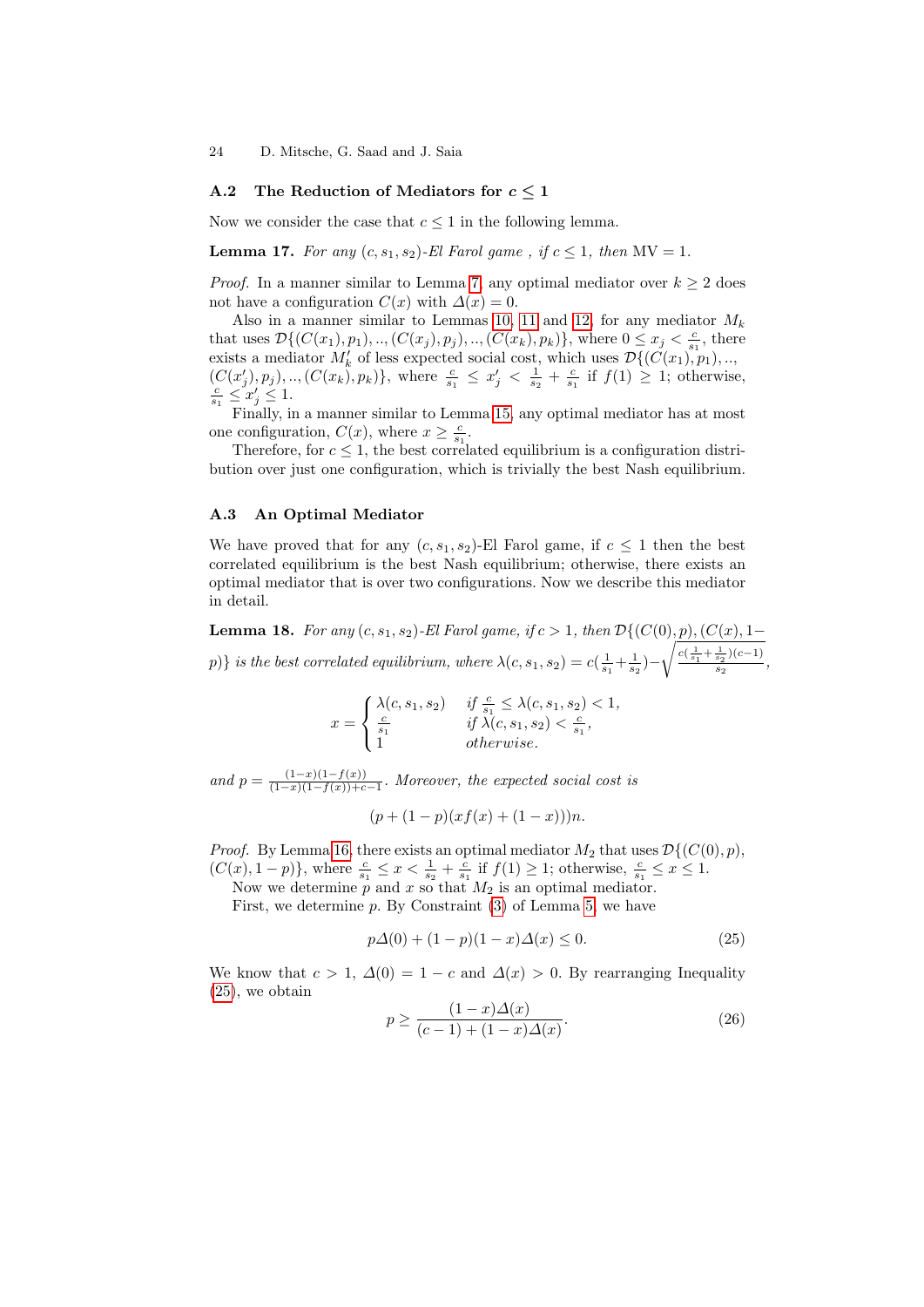### A.2 The Reduction of Mediators for $c \leq 1$

Now we consider the case that $c \leq 1$ in the following lemma.

**Lemma 17.** *For any* $(c, s_1, s_2)$*-El Farol game , if* $c \leq 1$*, then* $\mathrm{MV} = 1$.

*Proof.* In a manner similar to Lemma 7, any optimal mediator over $k \geq 2$ does not have a configuration $C(x)$ with $\Delta(x) = 0$.

Also in a manner similar to Lemmas 10, 11 and 12, for any mediator $M_k$ that uses $\mathcal{D}\{(C(x_1), p_1), .., (C(x_j), p_j), .., (C(x_k), p_k)\}$, where $0 \leq x_j < \frac{c}{s_1}$, there exists a mediator $M'_k$ of less expected social cost, which uses $\mathcal{D}\{(C(x_1), p_1), ..,$ $(C(x'_j), p_j), .., (C(x_k), p_k)\}$, where $\frac{c}{s_1} \leq x'_j < \frac{1}{s_2} + \frac{c}{s_1}$ if $f(1) \geq 1$; otherwise, $\frac{c}{s_1} \leq x'_j \leq 1$.

Finally, in a manner similar to Lemma 15, any optimal mediator has at most one configuration, $C(x)$, where $x \geq \frac{c}{s_1}$.

Therefore, for $c \leq 1$, the best correlated equilibrium is a configuration distribution over just one configuration, which is trivially the best Nash equilibrium.

### A.3 An Optimal Mediator

We have proved that for any $(c, s_1, s_2)$-El Farol game, if $c \leq 1$ then the best correlated equilibrium is the best Nash equilibrium; otherwise, there exists an optimal mediator that is over two configurations. Now we describe this mediator in detail.

**Lemma 18.** *For any* $(c, s_1, s_2)$*-El Farol game, if* $c > 1$*, then* $\mathcal{D}\{(C(0), p), (C(x), 1-p)\}$ *is the best correlated equilibrium, where* $\lambda(c, s_1, s_2) = c(\frac{1}{s_1} + \frac{1}{s_2}) - \sqrt{\frac{c(\frac{1}{s_1}+\frac{1}{s_2})(c-1)}{s_2}}$,

$$x = \begin{cases} \lambda(c, s_1, s_2) & \text{if } \frac{c}{s_1} \leq \lambda(c, s_1, s_2) < 1, \\ \frac{c}{s_1} & \text{if } \lambda(c, s_1, s_2) < \frac{c}{s_1}, \\ 1 & \text{otherwise.} \end{cases}$$

*and* $p = \frac{(1-x)(1-f(x))}{(1-x)(1-f(x))+c-1}$*. Moreover, the expected social cost is*

$$(p + (1-p)(xf(x) + (1-x)))n.$$

*Proof.* By Lemma 16, there exists an optimal mediator $M_2$ that uses $\mathcal{D}\{(C(0), p),$ $(C(x), 1-p)\}$, where $\frac{c}{s_1} \leq x < \frac{1}{s_2} + \frac{c}{s_1}$ if $f(1) \geq 1$; otherwise, $\frac{c}{s_1} \leq x \leq 1$.

Now we determine $p$ and $x$ so that $M_2$ is an optimal mediator.

First, we determine $p$. By Constraint (3) of Lemma 5, we have

$$p\Delta(0) + (1-p)(1-x)\Delta(x) \leq 0. \tag{25}$$

We know that $c > 1$, $\Delta(0) = 1 - c$ and $\Delta(x) > 0$. By rearranging Inequality (25), we obtain

$$p \geq \frac{(1-x)\Delta(x)}{(c-1) + (1-x)\Delta(x)}. \tag{26}$$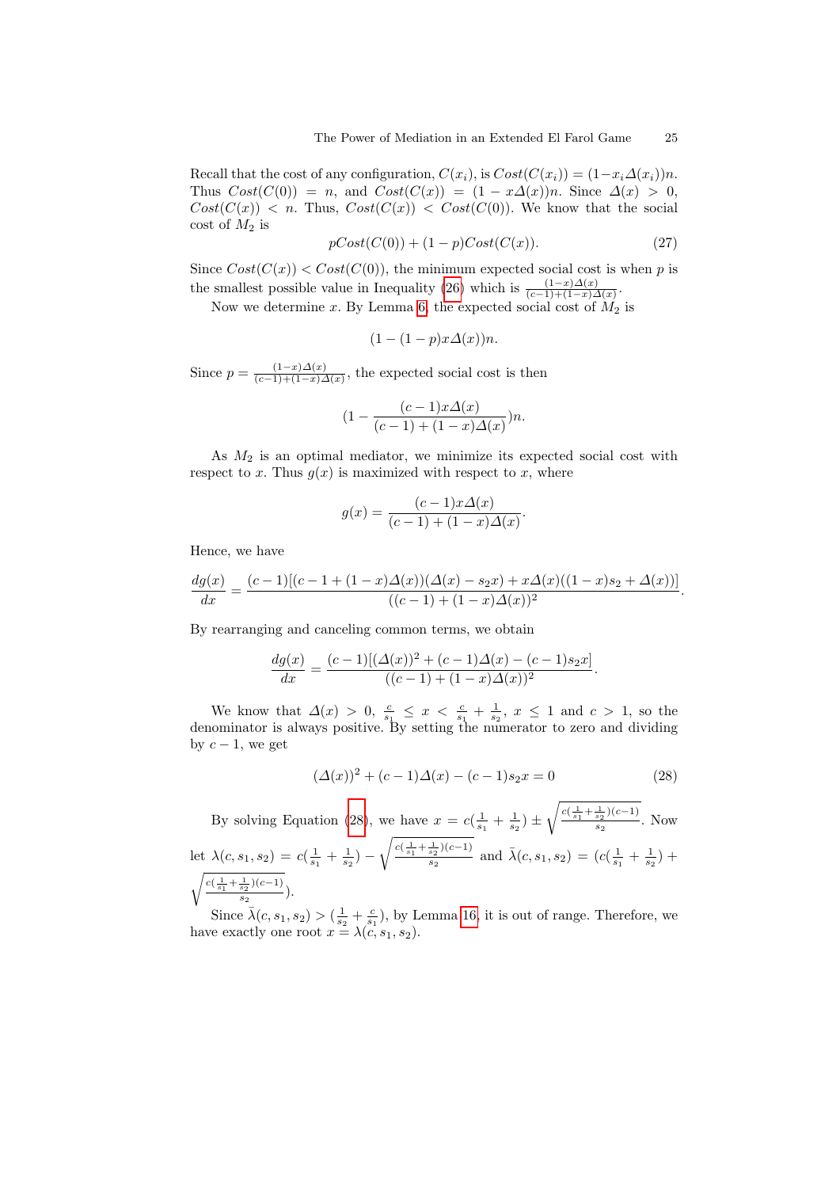Recall that the cost of any configuration, $C(x_i)$, is $Cost(C(x_i)) = (1-x_i\Delta(x_i))n$. Thus $Cost(C(0)) = n$, and $Cost(C(x)) = (1 - x\Delta(x))n$. Since $\Delta(x) > 0$, $Cost(C(x)) < n$. Thus, $Cost(C(x)) < Cost(C(0))$. We know that the social cost of $M_2$ is

$$pCost(C(0)) + (1-p)Cost(C(x)). \tag{27}$$

Since $Cost(C(x)) < Cost(C(0))$, the minimum expected social cost is when $p$ is the smallest possible value in Inequality (26) which is $\frac{(1-x)\Delta(x)}{(c-1)+(1-x)\Delta(x)}$.

Now we determine $x$. By Lemma 6, the expected social cost of $M_2$ is

$$(1-(1-p)x\Delta(x))n.$$

Since $p = \frac{(1-x)\Delta(x)}{(c-1)+(1-x)\Delta(x)}$, the expected social cost is then

$$(1 - \frac{(c-1)x\Delta(x)}{(c-1)+(1-x)\Delta(x)})n.$$

As $M_2$ is an optimal mediator, we minimize its expected social cost with respect to $x$. Thus $g(x)$ is maximized with respect to $x$, where

$$g(x) = \frac{(c-1)x\Delta(x)}{(c-1)+(1-x)\Delta(x)}.$$

Hence, we have

$$\frac{dg(x)}{dx} = \frac{(c-1)[(c-1+(1-x)\Delta(x))(\Delta(x)-s_2x) + x\Delta(x)((1-x)s_2+\Delta(x))]}{((c-1)+(1-x)\Delta(x))^2}.$$

By rearranging and canceling common terms, we obtain

$$\frac{dg(x)}{dx} = \frac{(c-1)[(\Delta(x))^2 + (c-1)\Delta(x) - (c-1)s_2x]}{((c-1)+(1-x)\Delta(x))^2}.$$

We know that $\Delta(x) > 0$, $\frac{c}{s_1} \le x < \frac{c}{s_1} + \frac{1}{s_2}$, $x \le 1$ and $c > 1$, so the denominator is always positive. By setting the numerator to zero and dividing by $c-1$, we get

$$(\Delta(x))^2 + (c-1)\Delta(x) - (c-1)s_2x = 0 \tag{28}$$

By solving Equation (28), we have $x = c(\frac{1}{s_1} + \frac{1}{s_2}) \pm \sqrt{\frac{c(\frac{1}{s_1}+\frac{1}{s_2})(c-1)}{s_2}}$. Now let $\lambda(c, s_1, s_2) = c(\frac{1}{s_1} + \frac{1}{s_2}) - \sqrt{\frac{c(\frac{1}{s_1}+\frac{1}{s_2})(c-1)}{s_2}}$ and $\bar{\lambda}(c, s_1, s_2) = (c(\frac{1}{s_1} + \frac{1}{s_2}) + \sqrt{\frac{c(\frac{1}{s_1}+\frac{1}{s_2})(c-1)}{s_2}})$.

Since $\bar{\lambda}(c, s_1, s_2) > (\frac{1}{s_2} + \frac{c}{s_1})$, by Lemma 16, it is out of range. Therefore, we have exactly one root $x = \lambda(c, s_1, s_2)$.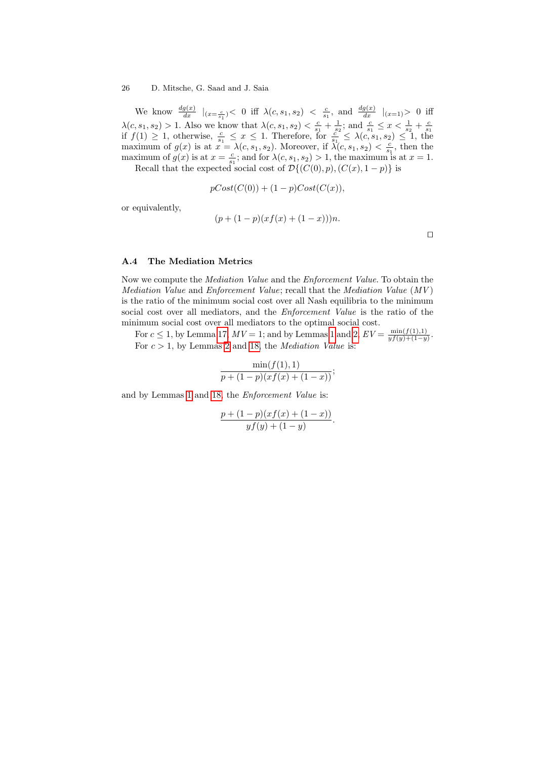We know $\frac{dg(x)}{dx} \mid_{(x=\frac{c}{s_1})} < 0$ iff $\lambda(c, s_1, s_2) < \frac{c}{s_1}$, and $\frac{dg(x)}{dx} \mid_{(x=1)} > 0$ iff $\lambda(c, s_1, s_2) > 1$. Also we know that $\lambda(c, s_1, s_2) < \frac{c}{s_1} + \frac{1}{s_2}$; and $\frac{c}{s_1} \leq x < \frac{1}{s_2} + \frac{c}{s_1}$ if $f(1) \geq 1$, otherwise, $\frac{c}{s_1} \leq x \leq 1$. Therefore, for $\frac{c}{s_1} \leq \lambda(c, s_1, s_2) \leq 1$, the maximum of $g(x)$ is at $x = \lambda(c, s_1, s_2)$. Moreover, if $\lambda(c, s_1, s_2) < \frac{c}{s_1}$, then the maximum of $g(x)$ is at $x = \frac{c}{s_1}$; and for $\lambda(c, s_1, s_2) > 1$, the maximum is at $x = 1$.

Recall that the expected social cost of $\mathcal{D}\{(C(0), p), (C(x), 1-p)\}$ is

$$pCost(C(0)) + (1-p)Cost(C(x)),$$

or equivalently,

$$(p + (1-p)(xf(x) + (1-x)))n.$$

□

### A.4 The Mediation Metrics

Now we compute the *Mediation Value* and the *Enforcement Value*. To obtain the *Mediation Value* and *Enforcement Value*; recall that the *Mediation Value* ($MV$) is the ratio of the minimum social cost over all Nash equilibria to the minimum social cost over all mediators, and the *Enforcement Value* is the ratio of the minimum social cost over all mediators to the optimal social cost.

For $c \leq 1$, by Lemma 17, $MV = 1$; and by Lemmas 1 and 2, $EV = \frac{\min(f(1),1)}{yf(y)+(1-y)}$.

For $c > 1$, by Lemmas 2 and 18, the *Mediation Value* is:

$$\frac{\min(f(1), 1)}{p + (1-p)(xf(x) + (1-x))};$$

and by Lemmas 1 and 18, the *Enforcement Value* is:

$$\frac{p + (1-p)(xf(x) + (1-x))}{yf(y) + (1-y)}.$$